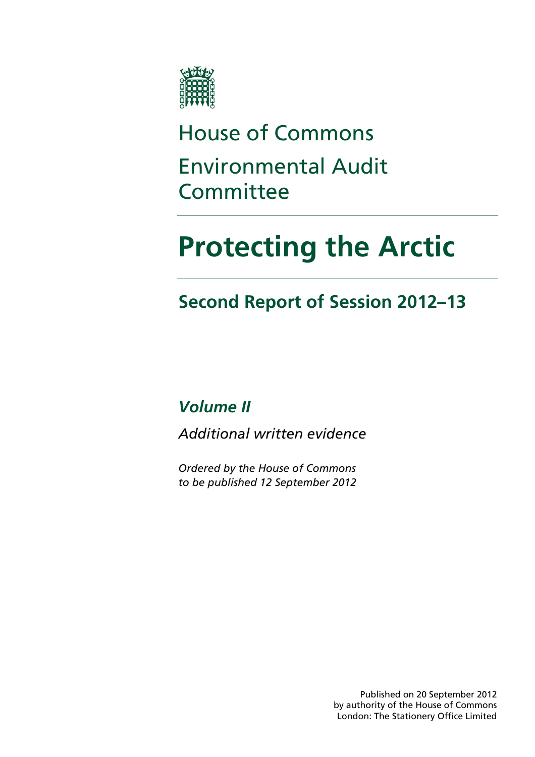House of Commons

Environmental Audit Committee

# Protecting the Arctic

## Second Report of Session 2012–13

### *Volume II*

*Additional written evidence*

*Ordered by the House of Commons to be published 12 September 2012*

Published on 20 September 2012
by authority of the House of Commons
London: The Stationery Office Limited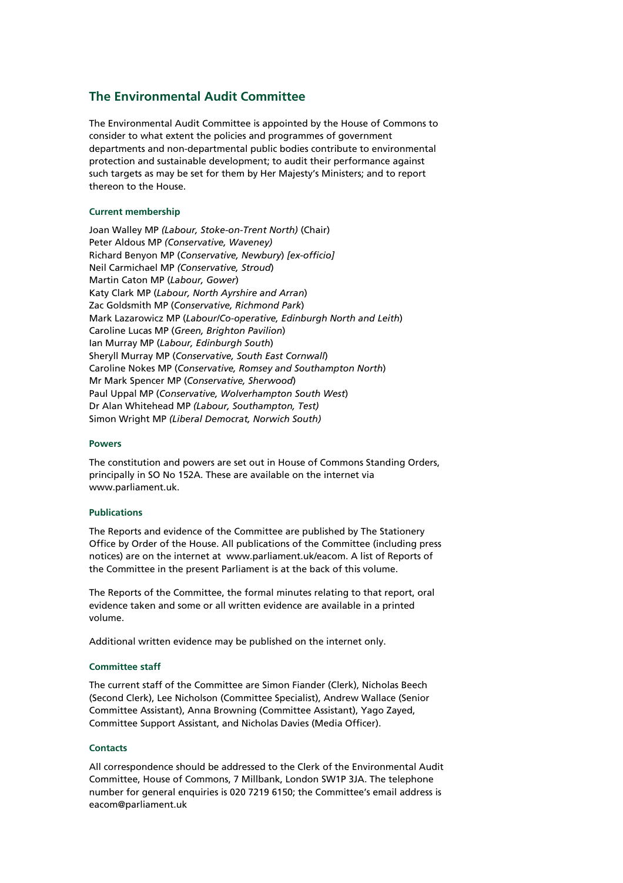## The Environmental Audit Committee

The Environmental Audit Committee is appointed by the House of Commons to consider to what extent the policies and programmes of government departments and non-departmental public bodies contribute to environmental protection and sustainable development; to audit their performance against such targets as may be set for them by Her Majesty's Ministers; and to report thereon to the House.

### Current membership

Joan Walley MP *(Labour, Stoke-on-Trent North)* (Chair)
Peter Aldous MP *(Conservative, Waveney)*
Richard Benyon MP (*Conservative, Newbury*) *[ex-officio]*
Neil Carmichael MP *(Conservative, Stroud*)
Martin Caton MP (*Labour, Gower*)
Katy Clark MP (*Labour, North Ayrshire and Arran*)
Zac Goldsmith MP (*Conservative, Richmond Park*)
Mark Lazarowicz MP (*Labour/Co-operative, Edinburgh North and Leith*)
Caroline Lucas MP (*Green, Brighton Pavilion*)
Ian Murray MP (*Labour, Edinburgh South*)
Sheryll Murray MP (*Conservative, South East Cornwall*)
Caroline Nokes MP (*Conservative, Romsey and Southampton North*)
Mr Mark Spencer MP (*Conservative, Sherwood*)
Paul Uppal MP (*Conservative, Wolverhampton South West*)
Dr Alan Whitehead MP *(Labour, Southampton, Test)*
Simon Wright MP *(Liberal Democrat, Norwich South)*

### Powers

The constitution and powers are set out in House of Commons Standing Orders, principally in SO No 152A. These are available on the internet via www.parliament.uk.

### Publications

The Reports and evidence of the Committee are published by The Stationery Office by Order of the House. All publications of the Committee (including press notices) are on the internet at www.parliament.uk/eacom. A list of Reports of the Committee in the present Parliament is at the back of this volume.

The Reports of the Committee, the formal minutes relating to that report, oral evidence taken and some or all written evidence are available in a printed volume.

Additional written evidence may be published on the internet only.

### Committee staff

The current staff of the Committee are Simon Fiander (Clerk), Nicholas Beech (Second Clerk), Lee Nicholson (Committee Specialist), Andrew Wallace (Senior Committee Assistant), Anna Browning (Committee Assistant), Yago Zayed, Committee Support Assistant, and Nicholas Davies (Media Officer).

### Contacts

All correspondence should be addressed to the Clerk of the Environmental Audit Committee, House of Commons, 7 Millbank, London SW1P 3JA. The telephone number for general enquiries is 020 7219 6150; the Committee's email address is eacom@parliament.uk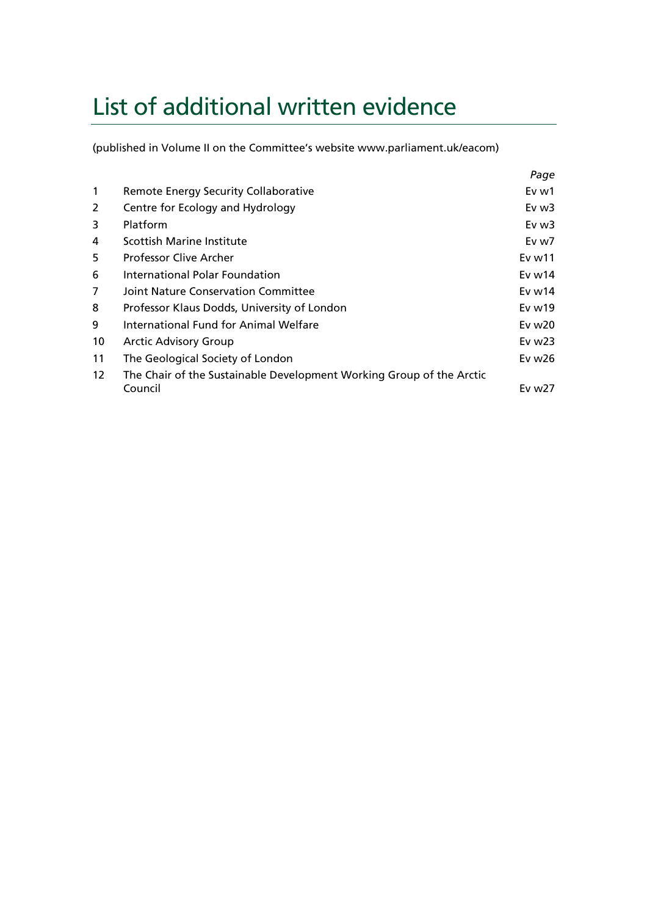# List of additional written evidence

(published in Volume II on the Committee's website www.parliament.uk/eacom)

| | | *Page* |
|---|---|---|
| 1 | Remote Energy Security Collaborative | Ev w1 |
| 2 | Centre for Ecology and Hydrology | Ev w3 |
| 3 | Platform | Ev w3 |
| 4 | Scottish Marine Institute | Ev w7 |
| 5 | Professor Clive Archer | Ev w11 |
| 6 | International Polar Foundation | Ev w14 |
| 7 | Joint Nature Conservation Committee | Ev w14 |
| 8 | Professor Klaus Dodds, University of London | Ev w19 |
| 9 | International Fund for Animal Welfare | Ev w20 |
| 10 | Arctic Advisory Group | Ev w23 |
| 11 | The Geological Society of London | Ev w26 |
| 12 | The Chair of the Sustainable Development Working Group of the Arctic Council | Ev w27 |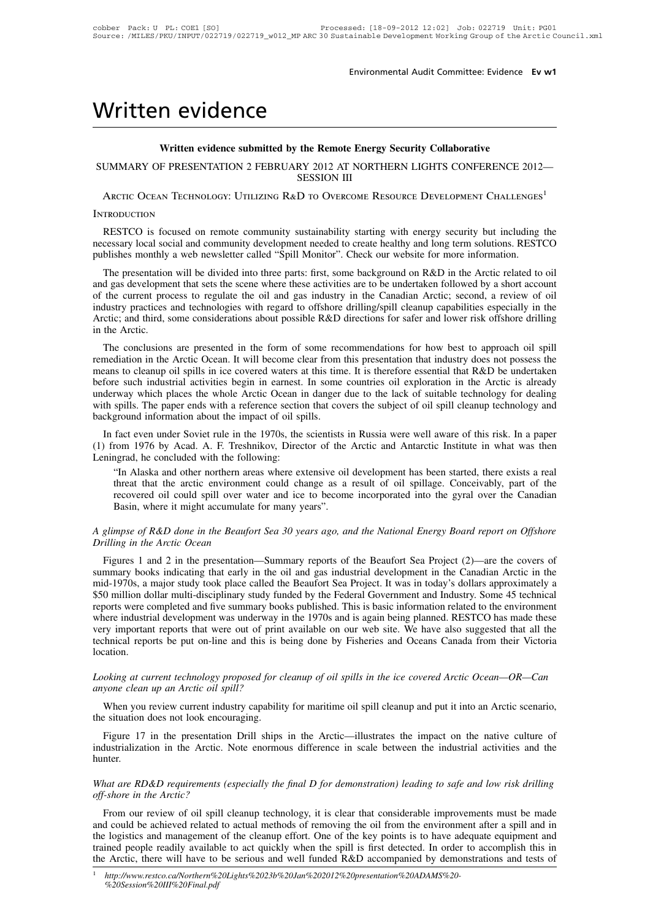# Written evidence

## Written evidence submitted by the Remote Energy Security Collaborative

SUMMARY OF PRESENTATION 2 FEBRUARY 2012 AT NORTHERN LIGHTS CONFERENCE 2012—SESSION III

Arctic Ocean Technology: Utilizing R&D to Overcome Resource Development Challenges[1]

### Introduction

RESTCO is focused on remote community sustainability starting with energy security but including the necessary local social and community development needed to create healthy and long term solutions. RESTCO publishes monthly a web newsletter called "Spill Monitor". Check our website for more information.

The presentation will be divided into three parts: first, some background on R&D in the Arctic related to oil and gas development that sets the scene where these activities are to be undertaken followed by a short account of the current process to regulate the oil and gas industry in the Canadian Arctic; second, a review of oil industry practices and technologies with regard to offshore drilling/spill cleanup capabilities especially in the Arctic; and third, some considerations about possible R&D directions for safer and lower risk offshore drilling in the Arctic.

The conclusions are presented in the form of some recommendations for how best to approach oil spill remediation in the Arctic Ocean. It will become clear from this presentation that industry does not possess the means to cleanup oil spills in ice covered waters at this time. It is therefore essential that R&D be undertaken before such industrial activities begin in earnest. In some countries oil exploration in the Arctic is already underway which places the whole Arctic Ocean in danger due to the lack of suitable technology for dealing with spills. The paper ends with a reference section that covers the subject of oil spill cleanup technology and background information about the impact of oil spills.

In fact even under Soviet rule in the 1970s, the scientists in Russia were well aware of this risk. In a paper (1) from 1976 by Acad. A. F. Treshnikov, Director of the Arctic and Antarctic Institute in what was then Leningrad, he concluded with the following:

> "In Alaska and other northern areas where extensive oil development has been started, there exists a real threat that the arctic environment could change as a result of oil spillage. Conceivably, part of the recovered oil could spill over water and ice to become incorporated into the gyral over the Canadian Basin, where it might accumulate for many years".

*A glimpse of R&D done in the Beaufort Sea 30 years ago, and the National Energy Board report on Offshore Drilling in the Arctic Ocean*

Figures 1 and 2 in the presentation—Summary reports of the Beaufort Sea Project (2)—are the covers of summary books indicating that early in the oil and gas industrial development in the Canadian Arctic in the mid-1970s, a major study took place called the Beaufort Sea Project. It was in today's dollars approximately a \$50 million dollar multi-disciplinary study funded by the Federal Government and Industry. Some 45 technical reports were completed and five summary books published. This is basic information related to the environment where industrial development was underway in the 1970s and is again being planned. RESTCO has made these very important reports that were out of print available on our web site. We have also suggested that all the technical reports be put on-line and this is being done by Fisheries and Oceans Canada from their Victoria location.

*Looking at current technology proposed for cleanup of oil spills in the ice covered Arctic Ocean—OR—Can anyone clean up an Arctic oil spill?*

When you review current industry capability for maritime oil spill cleanup and put it into an Arctic scenario, the situation does not look encouraging.

Figure 17 in the presentation Drill ships in the Arctic—illustrates the impact on the native culture of industrialization in the Arctic. Note enormous difference in scale between the industrial activities and the hunter.

*What are RD&D requirements (especially the final D for demonstration) leading to safe and low risk drilling off-shore in the Arctic?*

From our review of oil spill cleanup technology, it is clear that considerable improvements must be made and could be achieved related to actual methods of removing the oil from the environment after a spill and in the logistics and management of the cleanup effort. One of the key points is to have adequate equipment and trained people readily available to act quickly when the spill is first detected. In order to accomplish this in the Arctic, there will have to be serious and well funded R&D accompanied by demonstrations and tests of

[1] *http://www.restco.ca/Northern%20Lights%2023b%20Jan%202012%20presentation%20ADAMS%20-%20Session%20III%20Final.pdf*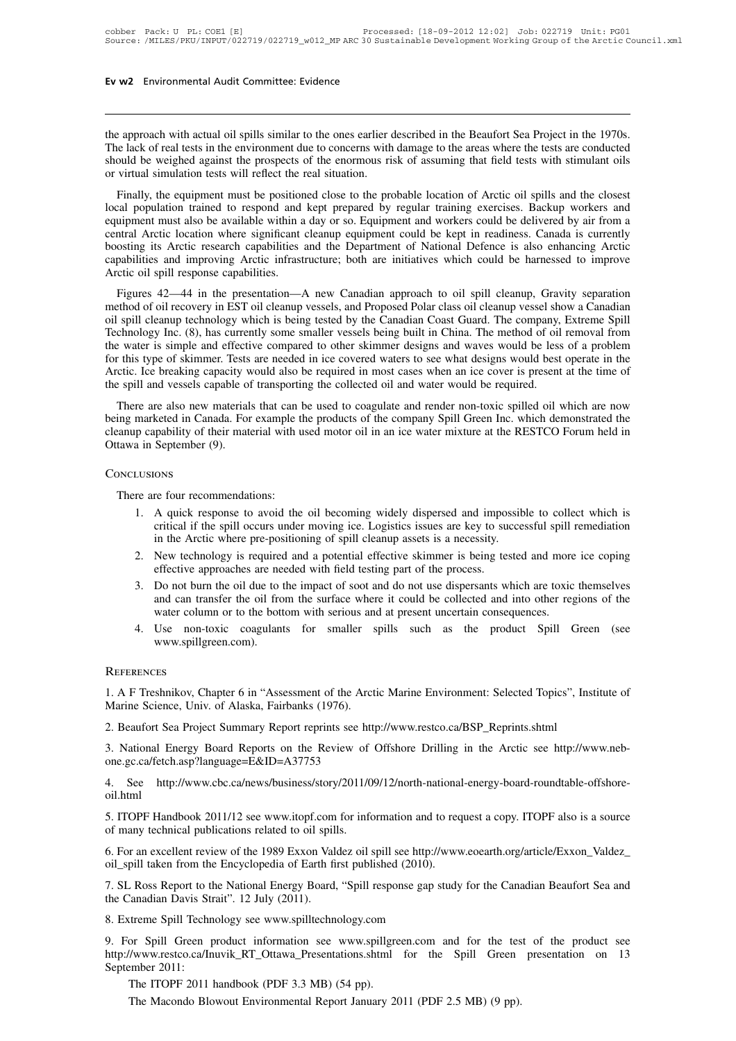the approach with actual oil spills similar to the ones earlier described in the Beaufort Sea Project in the 1970s. The lack of real tests in the environment due to concerns with damage to the areas where the tests are conducted should be weighed against the prospects of the enormous risk of assuming that field tests with stimulant oils or virtual simulation tests will reflect the real situation.

Finally, the equipment must be positioned close to the probable location of Arctic oil spills and the closest local population trained to respond and kept prepared by regular training exercises. Backup workers and equipment must also be available within a day or so. Equipment and workers could be delivered by air from a central Arctic location where significant cleanup equipment could be kept in readiness. Canada is currently boosting its Arctic research capabilities and the Department of National Defence is also enhancing Arctic capabilities and improving Arctic infrastructure; both are initiatives which could be harnessed to improve Arctic oil spill response capabilities.

Figures 42—44 in the presentation—A new Canadian approach to oil spill cleanup, Gravity separation method of oil recovery in EST oil cleanup vessels, and Proposed Polar class oil cleanup vessel show a Canadian oil spill cleanup technology which is being tested by the Canadian Coast Guard. The company, Extreme Spill Technology Inc. (8), has currently some smaller vessels being built in China. The method of oil removal from the water is simple and effective compared to other skimmer designs and waves would be less of a problem for this type of skimmer. Tests are needed in ice covered waters to see what designs would best operate in the Arctic. Ice breaking capacity would also be required in most cases when an ice cover is present at the time of the spill and vessels capable of transporting the collected oil and water would be required.

There are also new materials that can be used to coagulate and render non-toxic spilled oil which are now being marketed in Canada. For example the products of the company Spill Green Inc. which demonstrated the cleanup capability of their material with used motor oil in an ice water mixture at the RESTCO Forum held in Ottawa in September (9).

## Conclusions

There are four recommendations:

1. A quick response to avoid the oil becoming widely dispersed and impossible to collect which is critical if the spill occurs under moving ice. Logistics issues are key to successful spill remediation in the Arctic where pre-positioning of spill cleanup assets is a necessity.
2. New technology is required and a potential effective skimmer is being tested and more ice coping effective approaches are needed with field testing part of the process.
3. Do not burn the oil due to the impact of soot and do not use dispersants which are toxic themselves and can transfer the oil from the surface where it could be collected and into other regions of the water column or to the bottom with serious and at present uncertain consequences.
4. Use non-toxic coagulants for smaller spills such as the product Spill Green (see www.spillgreen.com).

## References

1. A F Treshnikov, Chapter 6 in "Assessment of the Arctic Marine Environment: Selected Topics", Institute of Marine Science, Univ. of Alaska, Fairbanks (1976).

2. Beaufort Sea Project Summary Report reprints see http://www.restco.ca/BSP_Reprints.shtml

3. National Energy Board Reports on the Review of Offshore Drilling in the Arctic see http://www.neb-one.gc.ca/fetch.asp?language=E&ID=A37753

4. See http://www.cbc.ca/news/business/story/2011/09/12/north-national-energy-board-roundtable-offshore-oil.html

5. ITOPF Handbook 2011/12 see www.itopf.com for information and to request a copy. ITOPF also is a source of many technical publications related to oil spills.

6. For an excellent review of the 1989 Exxon Valdez oil spill see http://www.eoearth.org/article/Exxon_Valdez_oil_spill taken from the Encyclopedia of Earth first published (2010).

7. SL Ross Report to the National Energy Board, "Spill response gap study for the Canadian Beaufort Sea and the Canadian Davis Strait". 12 July (2011).

8. Extreme Spill Technology see www.spilltechnology.com

9. For Spill Green product information see www.spillgreen.com and for the test of the product see http://www.restco.ca/Inuvik_RT_Ottawa_Presentations.shtml for the Spill Green presentation on 13 September 2011:

The ITOPF 2011 handbook (PDF 3.3 MB) (54 pp).

The Macondo Blowout Environmental Report January 2011 (PDF 2.5 MB) (9 pp).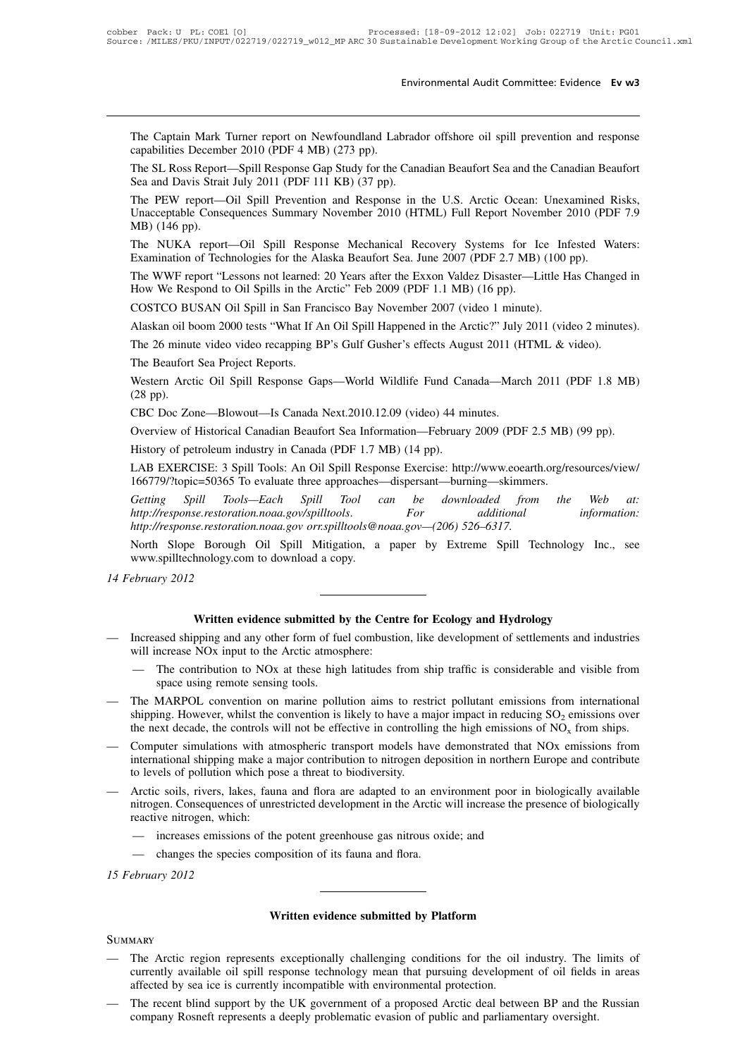The Captain Mark Turner report on Newfoundland Labrador offshore oil spill prevention and response capabilities December 2010 (PDF 4 MB) (273 pp).

The SL Ross Report—Spill Response Gap Study for the Canadian Beaufort Sea and the Canadian Beaufort Sea and Davis Strait July 2011 (PDF 111 KB) (37 pp).

The PEW report—Oil Spill Prevention and Response in the U.S. Arctic Ocean: Unexamined Risks, Unacceptable Consequences Summary November 2010 (HTML) Full Report November 2010 (PDF 7.9 MB) (146 pp).

The NUKA report—Oil Spill Response Mechanical Recovery Systems for Ice Infested Waters: Examination of Technologies for the Alaska Beaufort Sea. June 2007 (PDF 2.7 MB) (100 pp).

The WWF report "Lessons not learned: 20 Years after the Exxon Valdez Disaster—Little Has Changed in How We Respond to Oil Spills in the Arctic" Feb 2009 (PDF 1.1 MB) (16 pp).

COSTCO BUSAN Oil Spill in San Francisco Bay November 2007 (video 1 minute).

Alaskan oil boom 2000 tests "What If An Oil Spill Happened in the Arctic?" July 2011 (video 2 minutes).

The 26 minute video video recapping BP's Gulf Gusher's effects August 2011 (HTML & video).

The Beaufort Sea Project Reports.

Western Arctic Oil Spill Response Gaps—World Wildlife Fund Canada—March 2011 (PDF 1.8 MB) (28 pp).

CBC Doc Zone—Blowout—Is Canada Next.2010.12.09 (video) 44 minutes.

Overview of Historical Canadian Beaufort Sea Information—February 2009 (PDF 2.5 MB) (99 pp).

History of petroleum industry in Canada (PDF 1.7 MB) (14 pp).

LAB EXERCISE: 3 Spill Tools: An Oil Spill Response Exercise: http://www.eoearth.org/resources/view/166779/?topic=50365 To evaluate three approaches—dispersant—burning—skimmers.

*Getting Spill Tools—Each Spill Tool can be downloaded from the Web at: http://response.restoration.noaa.gov/spilltools. For additional information: http://response.restoration.noaa.gov orr.spilltools@noaa.gov—(206) 526–6317.*

North Slope Borough Oil Spill Mitigation, a paper by Extreme Spill Technology Inc., see www.spilltechnology.com to download a copy.

*14 February 2012*

## Written evidence submitted by the Centre for Ecology and Hydrology

- Increased shipping and any other form of fuel combustion, like development of settlements and industries will increase NOx input to the Arctic atmosphere:
  - The contribution to NOx at these high latitudes from ship traffic is considerable and visible from space using remote sensing tools.
- The MARPOL convention on marine pollution aims to restrict pollutant emissions from international shipping. However, whilst the convention is likely to have a major impact in reducing $SO_2$ emissions over the next decade, the controls will not be effective in controlling the high emissions of $NO_x$ from ships.
- Computer simulations with atmospheric transport models have demonstrated that NOx emissions from international shipping make a major contribution to nitrogen deposition in northern Europe and contribute to levels of pollution which pose a threat to biodiversity.
- Arctic soils, rivers, lakes, fauna and flora are adapted to an environment poor in biologically available nitrogen. Consequences of unrestricted development in the Arctic will increase the presence of biologically reactive nitrogen, which:
  - increases emissions of the potent greenhouse gas nitrous oxide; and
  - changes the species composition of its fauna and flora.

*15 February 2012*

## Written evidence submitted by Platform

### Summary

- The Arctic region represents exceptionally challenging conditions for the oil industry. The limits of currently available oil spill response technology mean that pursuing development of oil fields in areas affected by sea ice is currently incompatible with environmental protection.
- The recent blind support by the UK government of a proposed Arctic deal between BP and the Russian company Rosneft represents a deeply problematic evasion of public and parliamentary oversight.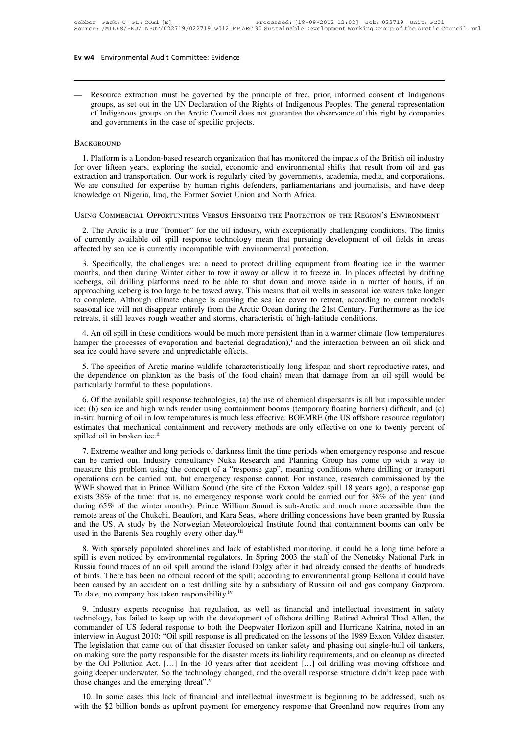— Resource extraction must be governed by the principle of free, prior, informed consent of Indigenous groups, as set out in the UN Declaration of the Rights of Indigenous Peoples. The general representation of Indigenous groups on the Arctic Council does not guarantee the observance of this right by companies and governments in the case of specific projects.

## Background

1. Platform is a London-based research organization that has monitored the impacts of the British oil industry for over fifteen years, exploring the social, economic and environmental shifts that result from oil and gas extraction and transportation. Our work is regularly cited by governments, academia, media, and corporations. We are consulted for expertise by human rights defenders, parliamentarians and journalists, and have deep knowledge on Nigeria, Iraq, the Former Soviet Union and North Africa.

## Using Commercial Opportunities Versus Ensuring the Protection of the Region's Environment

2. The Arctic is a true "frontier" for the oil industry, with exceptionally challenging conditions. The limits of currently available oil spill response technology mean that pursuing development of oil fields in areas affected by sea ice is currently incompatible with environmental protection.

3. Specifically, the challenges are: a need to protect drilling equipment from floating ice in the warmer months, and then during Winter either to tow it away or allow it to freeze in. In places affected by drifting icebergs, oil drilling platforms need to be able to shut down and move aside in a matter of hours, if an approaching iceberg is too large to be towed away. This means that oil wells in seasonal ice waters take longer to complete. Although climate change is causing the sea ice cover to retreat, according to current models seasonal ice will not disappear entirely from the Arctic Ocean during the 21st Century. Furthermore as the ice retreats, it still leaves rough weather and storms, characteristic of high-latitude conditions.

4. An oil spill in these conditions would be much more persistent than in a warmer climate (low temperatures hamper the processes of evaporation and bacterial degradation),[i] and the interaction between an oil slick and sea ice could have severe and unpredictable effects.

5. The specifics of Arctic marine wildlife (characteristically long lifespan and short reproductive rates, and the dependence on plankton as the basis of the food chain) mean that damage from an oil spill would be particularly harmful to these populations.

6. Of the available spill response technologies, (a) the use of chemical dispersants is all but impossible under ice; (b) sea ice and high winds render using containment booms (temporary floating barriers) difficult, and (c) in-situ burning of oil in low temperatures is much less effective. BOEMRE (the US offshore resource regulator) estimates that mechanical containment and recovery methods are only effective on one to twenty percent of spilled oil in broken ice.[ii]

7. Extreme weather and long periods of darkness limit the time periods when emergency response and rescue can be carried out. Industry consultancy Nuka Research and Planning Group has come up with a way to measure this problem using the concept of a "response gap", meaning conditions where drilling or transport operations can be carried out, but emergency response cannot. For instance, research commissioned by the WWF showed that in Prince William Sound (the site of the Exxon Valdez spill 18 years ago), a response gap exists 38% of the time: that is, no emergency response work could be carried out for 38% of the year (and during 65% of the winter months). Prince William Sound is sub-Arctic and much more accessible than the remote areas of the Chukchi, Beaufort, and Kara Seas, where drilling concessions have been granted by Russia and the US. A study by the Norwegian Meteorological Institute found that containment booms can only be used in the Barents Sea roughly every other day.[iii]

8. With sparsely populated shorelines and lack of established monitoring, it could be a long time before a spill is even noticed by environmental regulators. In Spring 2003 the staff of the Nenetsky National Park in Russia found traces of an oil spill around the island Dolgy after it had already caused the deaths of hundreds of birds. There has been no official record of the spill; according to environmental group Bellona it could have been caused by an accident on a test drilling site by a subsidiary of Russian oil and gas company Gazprom. To date, no company has taken responsibility.[iv]

9. Industry experts recognise that regulation, as well as financial and intellectual investment in safety technology, has failed to keep up with the development of offshore drilling. Retired Admiral Thad Allen, the commander of US federal response to both the Deepwater Horizon spill and Hurricane Katrina, noted in an interview in August 2010: "Oil spill response is all predicated on the lessons of the 1989 Exxon Valdez disaster. The legislation that came out of that disaster focused on tanker safety and phasing out single-hull oil tankers, on making sure the party responsible for the disaster meets its liability requirements, and on cleanup as directed by the Oil Pollution Act. […] In the 10 years after that accident […] oil drilling was moving offshore and going deeper underwater. So the technology changed, and the overall response structure didn't keep pace with those changes and the emerging threat".[v]

10. In some cases this lack of financial and intellectual investment is beginning to be addressed, such as with the $2 billion bonds as upfront payment for emergency response that Greenland now requires from any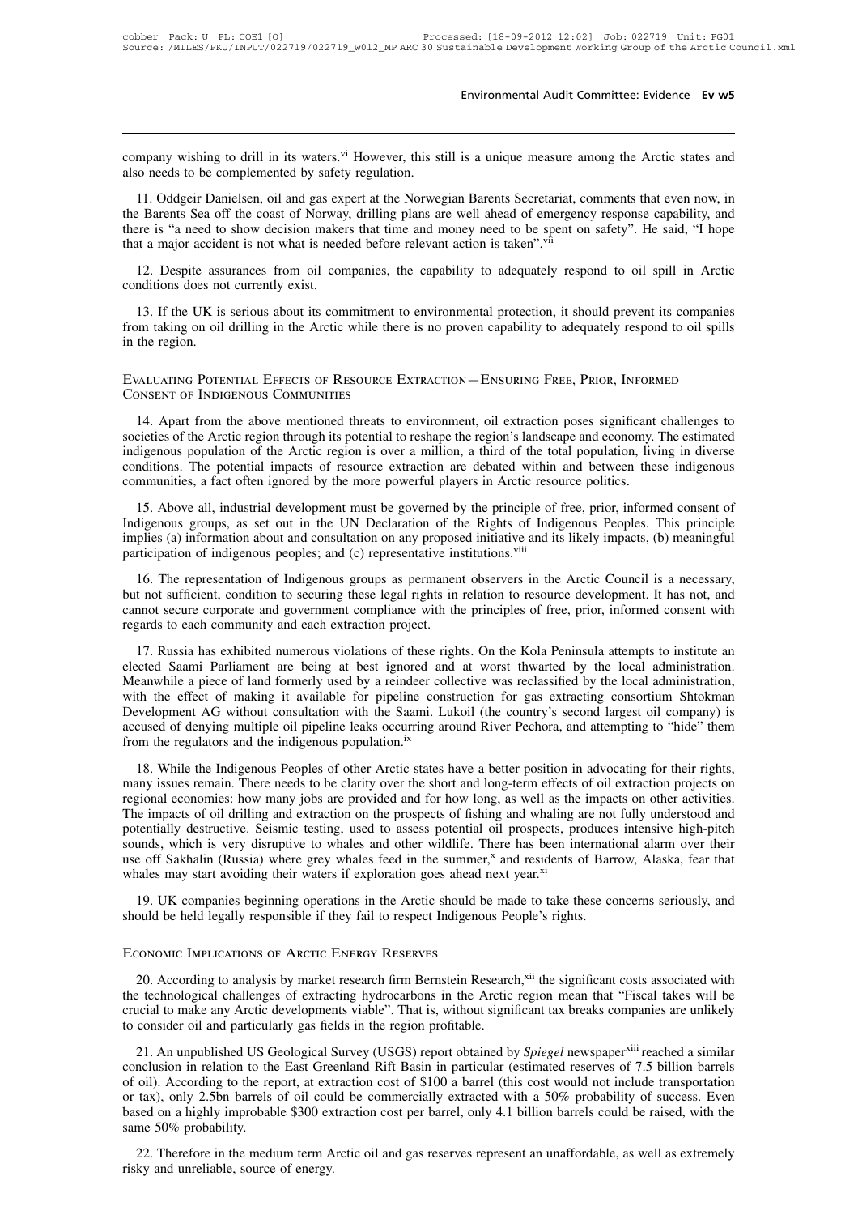company wishing to drill in its waters.[vi] However, this still is a unique measure among the Arctic states and also needs to be complemented by safety regulation.

11. Oddgeir Danielsen, oil and gas expert at the Norwegian Barents Secretariat, comments that even now, in the Barents Sea off the coast of Norway, drilling plans are well ahead of emergency response capability, and there is "a need to show decision makers that time and money need to be spent on safety". He said, "I hope that a major accident is not what is needed before relevant action is taken".[vii]

12. Despite assurances from oil companies, the capability to adequately respond to oil spill in Arctic conditions does not currently exist.

13. If the UK is serious about its commitment to environmental protection, it should prevent its companies from taking on oil drilling in the Arctic while there is no proven capability to adequately respond to oil spills in the region.

## Evaluating Potential Effects of Resource Extraction—Ensuring Free, Prior, Informed Consent of Indigenous Communities

14. Apart from the above mentioned threats to environment, oil extraction poses significant challenges to societies of the Arctic region through its potential to reshape the region's landscape and economy. The estimated indigenous population of the Arctic region is over a million, a third of the total population, living in diverse conditions. The potential impacts of resource extraction are debated within and between these indigenous communities, a fact often ignored by the more powerful players in Arctic resource politics.

15. Above all, industrial development must be governed by the principle of free, prior, informed consent of Indigenous groups, as set out in the UN Declaration of the Rights of Indigenous Peoples. This principle implies (a) information about and consultation on any proposed initiative and its likely impacts, (b) meaningful participation of indigenous peoples; and (c) representative institutions.[viii]

16. The representation of Indigenous groups as permanent observers in the Arctic Council is a necessary, but not sufficient, condition to securing these legal rights in relation to resource development. It has not, and cannot secure corporate and government compliance with the principles of free, prior, informed consent with regards to each community and each extraction project.

17. Russia has exhibited numerous violations of these rights. On the Kola Peninsula attempts to institute an elected Saami Parliament are being at best ignored and at worst thwarted by the local administration. Meanwhile a piece of land formerly used by a reindeer collective was reclassified by the local administration, with the effect of making it available for pipeline construction for gas extracting consortium Shtokman Development AG without consultation with the Saami. Lukoil (the country's second largest oil company) is accused of denying multiple oil pipeline leaks occurring around River Pechora, and attempting to "hide" them from the regulators and the indigenous population.[ix]

18. While the Indigenous Peoples of other Arctic states have a better position in advocating for their rights, many issues remain. There needs to be clarity over the short and long-term effects of oil extraction projects on regional economies: how many jobs are provided and for how long, as well as the impacts on other activities. The impacts of oil drilling and extraction on the prospects of fishing and whaling are not fully understood and potentially destructive. Seismic testing, used to assess potential oil prospects, produces intensive high-pitch sounds, which is very disruptive to whales and other wildlife. There has been international alarm over their use off Sakhalin (Russia) where grey whales feed in the summer,[x] and residents of Barrow, Alaska, fear that whales may start avoiding their waters if exploration goes ahead next year.[xi]

19. UK companies beginning operations in the Arctic should be made to take these concerns seriously, and should be held legally responsible if they fail to respect Indigenous People's rights.

## Economic Implications of Arctic Energy Reserves

20. According to analysis by market research firm Bernstein Research,[xii] the significant costs associated with the technological challenges of extracting hydrocarbons in the Arctic region mean that "Fiscal takes will be crucial to make any Arctic developments viable". That is, without significant tax breaks companies are unlikely to consider oil and particularly gas fields in the region profitable.

21. An unpublished US Geological Survey (USGS) report obtained by *Spiegel* newspaper[xiii] reached a similar conclusion in relation to the East Greenland Rift Basin in particular (estimated reserves of 7.5 billion barrels of oil). According to the report, at extraction cost of $100 a barrel (this cost would not include transportation or tax), only 2.5bn barrels of oil could be commercially extracted with a 50% probability of success. Even based on a highly improbable $300 extraction cost per barrel, only 4.1 billion barrels could be raised, with the same 50% probability.

22. Therefore in the medium term Arctic oil and gas reserves represent an unaffordable, as well as extremely risky and unreliable, source of energy.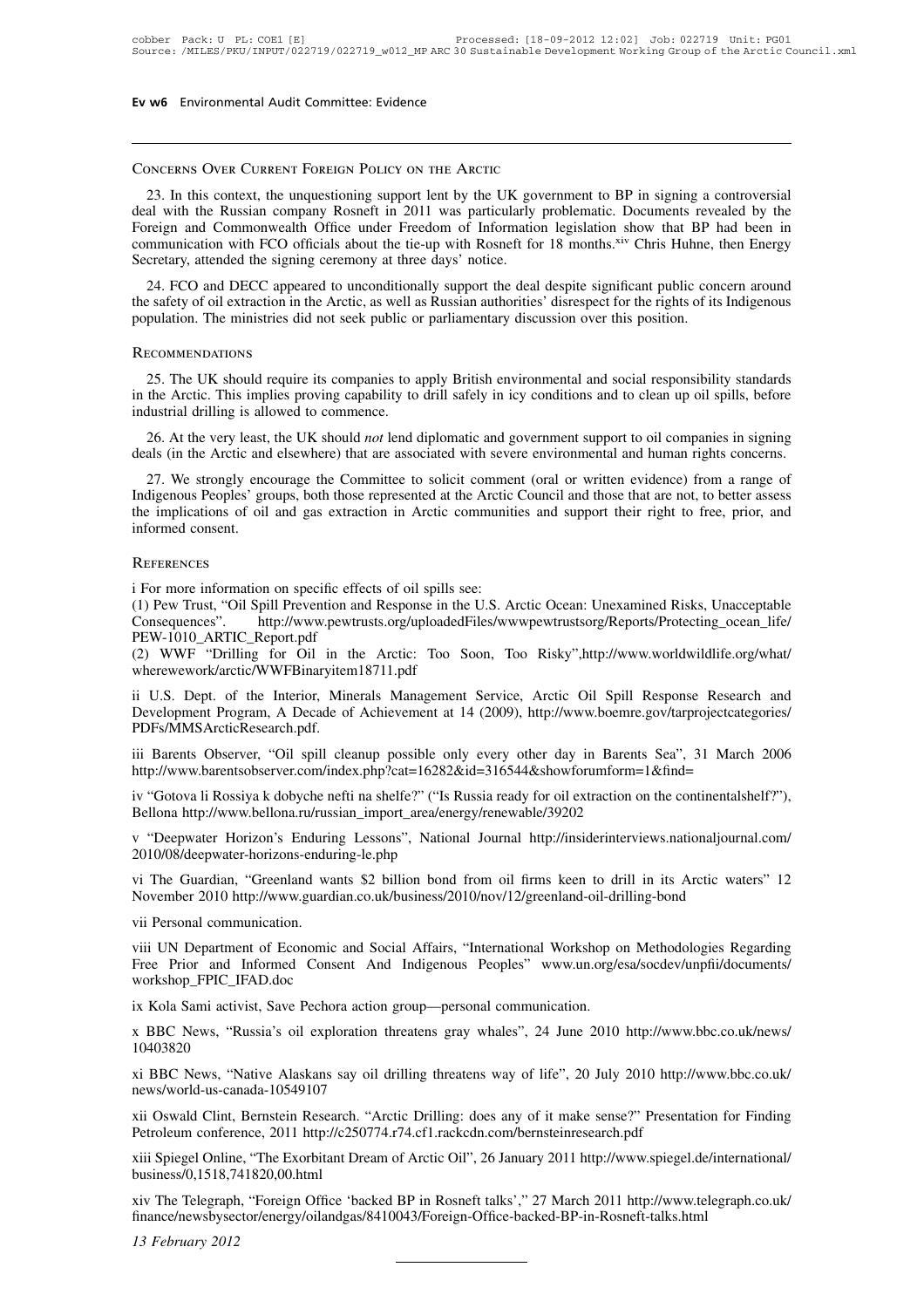## Concerns Over Current Foreign Policy on the Arctic

23. In this context, the unquestioning support lent by the UK government to BP in signing a controversial deal with the Russian company Rosneft in 2011 was particularly problematic. Documents revealed by the Foreign and Commonwealth Office under Freedom of Information legislation show that BP had been in communication with FCO officials about the tie-up with Rosneft for 18 months.[xiv] Chris Huhne, then Energy Secretary, attended the signing ceremony at three days' notice.

24. FCO and DECC appeared to unconditionally support the deal despite significant public concern around the safety of oil extraction in the Arctic, as well as Russian authorities' disrespect for the rights of its Indigenous population. The ministries did not seek public or parliamentary discussion over this position.

## Recommendations

25. The UK should require its companies to apply British environmental and social responsibility standards in the Arctic. This implies proving capability to drill safely in icy conditions and to clean up oil spills, before industrial drilling is allowed to commence.

26. At the very least, the UK should *not* lend diplomatic and government support to oil companies in signing deals (in the Arctic and elsewhere) that are associated with severe environmental and human rights concerns.

27. We strongly encourage the Committee to solicit comment (oral or written evidence) from a range of Indigenous Peoples' groups, both those represented at the Arctic Council and those that are not, to better assess the implications of oil and gas extraction in Arctic communities and support their right to free, prior, and informed consent.

## References

i For more information on specific effects of oil spills see:
(1) Pew Trust, "Oil Spill Prevention and Response in the U.S. Arctic Ocean: Unexamined Risks, Unacceptable Consequences". http://www.pewtrusts.org/uploadedFiles/wwwpewtrustsorg/Reports/Protecting_ocean_life/PEW-1010_ARTIC_Report.pdf
(2) WWF "Drilling for Oil in the Arctic: Too Soon, Too Risky",http://www.worldwildlife.org/what/wherewework/arctic/WWFBinaryitem18711.pdf

ii U.S. Dept. of the Interior, Minerals Management Service, Arctic Oil Spill Response Research and Development Program, A Decade of Achievement at 14 (2009), http://www.boemre.gov/tarprojectcategories/PDFs/MMSArcticResearch.pdf.

iii Barents Observer, "Oil spill cleanup possible only every other day in Barents Sea", 31 March 2006 http://www.barentsobserver.com/index.php?cat=16282&id=316544&showforumform=1&find=

iv "Gotova li Rossiya k dobyche nefti na shelfe?" ("Is Russia ready for oil extraction on the continentalshelf?"), Bellona http://www.bellona.ru/russian_import_area/energy/renewable/39202

v "Deepwater Horizon's Enduring Lessons", National Journal http://insiderinterviews.nationaljournal.com/2010/08/deepwater-horizons-enduring-le.php

vi The Guardian, "Greenland wants $2 billion bond from oil firms keen to drill in its Arctic waters" 12 November 2010 http://www.guardian.co.uk/business/2010/nov/12/greenland-oil-drilling-bond

vii Personal communication.

viii UN Department of Economic and Social Affairs, "International Workshop on Methodologies Regarding Free Prior and Informed Consent And Indigenous Peoples" www.un.org/esa/socdev/unpfii/documents/workshop_FPIC_IFAD.doc

ix Kola Sami activist, Save Pechora action group—personal communication.

x BBC News, "Russia's oil exploration threatens gray whales", 24 June 2010 http://www.bbc.co.uk/news/10403820

xi BBC News, "Native Alaskans say oil drilling threatens way of life", 20 July 2010 http://www.bbc.co.uk/news/world-us-canada-10549107

xii Oswald Clint, Bernstein Research. "Arctic Drilling: does any of it make sense?" Presentation for Finding Petroleum conference, 2011 http://c250774.r74.cf1.rackcdn.com/bernsteinresearch.pdf

xiii Spiegel Online, "The Exorbitant Dream of Arctic Oil", 26 January 2011 http://www.spiegel.de/international/business/0,1518,741820,00.html

xiv The Telegraph, "Foreign Office 'backed BP in Rosneft talks'," 27 March 2011 http://www.telegraph.co.uk/finance/newsbysector/energy/oilandgas/8410043/Foreign-Office-backed-BP-in-Rosneft-talks.html

*13 February 2012*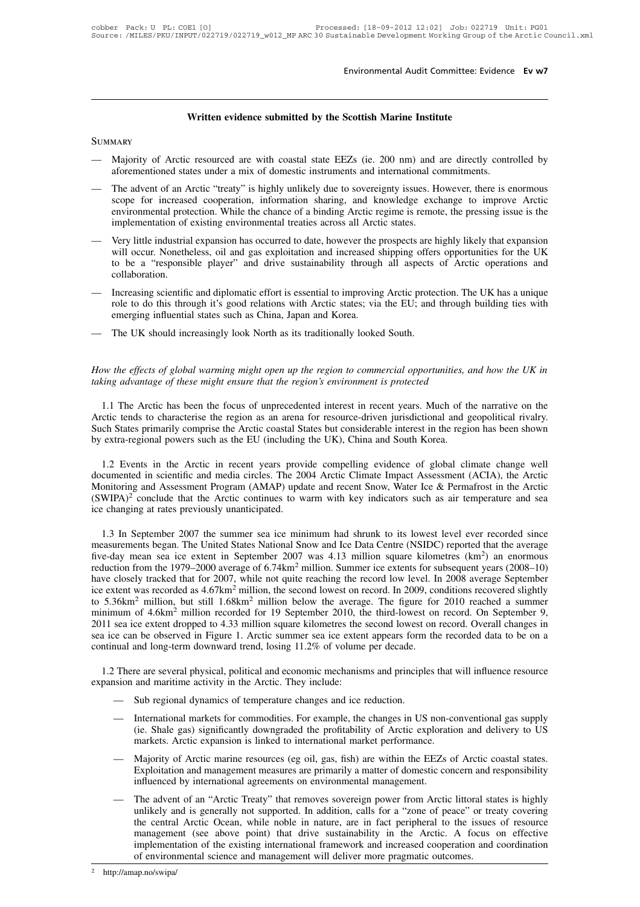## Written evidence submitted by the Scottish Marine Institute

Summary

- Majority of Arctic resourced are with coastal state EEZs (ie. 200 nm) and are directly controlled by aforementioned states under a mix of domestic instruments and international commitments.
- The advent of an Arctic "treaty" is highly unlikely due to sovereignty issues. However, there is enormous scope for increased cooperation, information sharing, and knowledge exchange to improve Arctic environmental protection. While the chance of a binding Arctic regime is remote, the pressing issue is the implementation of existing environmental treaties across all Arctic states.
- Very little industrial expansion has occurred to date, however the prospects are highly likely that expansion will occur. Nonetheless, oil and gas exploitation and increased shipping offers opportunities for the UK to be a "responsible player" and drive sustainability through all aspects of Arctic operations and collaboration.
- Increasing scientific and diplomatic effort is essential to improving Arctic protection. The UK has a unique role to do this through it's good relations with Arctic states; via the EU; and through building ties with emerging influential states such as China, Japan and Korea.
- The UK should increasingly look North as its traditionally looked South.

*How the effects of global warming might open up the region to commercial opportunities, and how the UK in taking advantage of these might ensure that the region's environment is protected*

1.1 The Arctic has been the focus of unprecedented interest in recent years. Much of the narrative on the Arctic tends to characterise the region as an arena for resource-driven jurisdictional and geopolitical rivalry. Such States primarily comprise the Arctic coastal States but considerable interest in the region has been shown by extra-regional powers such as the EU (including the UK), China and South Korea.

1.2 Events in the Arctic in recent years provide compelling evidence of global climate change well documented in scientific and media circles. The 2004 Arctic Climate Impact Assessment (ACIA), the Arctic Monitoring and Assessment Program (AMAP) update and recent Snow, Water Ice & Permafrost in the Arctic (SWIPA)[2] conclude that the Arctic continues to warm with key indicators such as air temperature and sea ice changing at rates previously unanticipated.

1.3 In September 2007 the summer sea ice minimum had shrunk to its lowest level ever recorded since measurements began. The United States National Snow and Ice Data Centre (NSIDC) reported that the average five-day mean sea ice extent in September 2007 was 4.13 million square kilometres ($km^2$) an enormous reduction from the 1979–2000 average of 6.74$km^2$ million. Summer ice extents for subsequent years (2008–10) have closely tracked that for 2007, while not quite reaching the record low level. In 2008 average September ice extent was recorded as 4.67$km^2$ million, the second lowest on record. In 2009, conditions recovered slightly to 5.36$km^2$ million, but still 1.68$km^2$ million below the average. The figure for 2010 reached a summer minimum of 4.6$km^2$ million recorded for 19 September 2010, the third-lowest on record. On September 9, 2011 sea ice extent dropped to 4.33 million square kilometres the second lowest on record. Overall changes in sea ice can be observed in Figure 1. Arctic summer sea ice extent appears form the recorded data to be on a continual and long-term downward trend, losing 11.2% of volume per decade.

1.2 There are several physical, political and economic mechanisms and principles that will influence resource expansion and maritime activity in the Arctic. They include:

- Sub regional dynamics of temperature changes and ice reduction.
- International markets for commodities. For example, the changes in US non-conventional gas supply (ie. Shale gas) significantly downgraded the profitability of Arctic exploration and delivery to US markets. Arctic expansion is linked to international market performance.
- Majority of Arctic marine resources (eg oil, gas, fish) are within the EEZs of Arctic coastal states. Exploitation and management measures are primarily a matter of domestic concern and responsibility influenced by international agreements on environmental management.
- The advent of an "Arctic Treaty" that removes sovereign power from Arctic littoral states is highly unlikely and is generally not supported. In addition, calls for a "zone of peace" or treaty covering the central Arctic Ocean, while noble in nature, are in fact peripheral to the issues of resource management (see above point) that drive sustainability in the Arctic. A focus on effective implementation of the existing international framework and increased cooperation and coordination of environmental science and management will deliver more pragmatic outcomes.

[2] http://amap.no/swipa/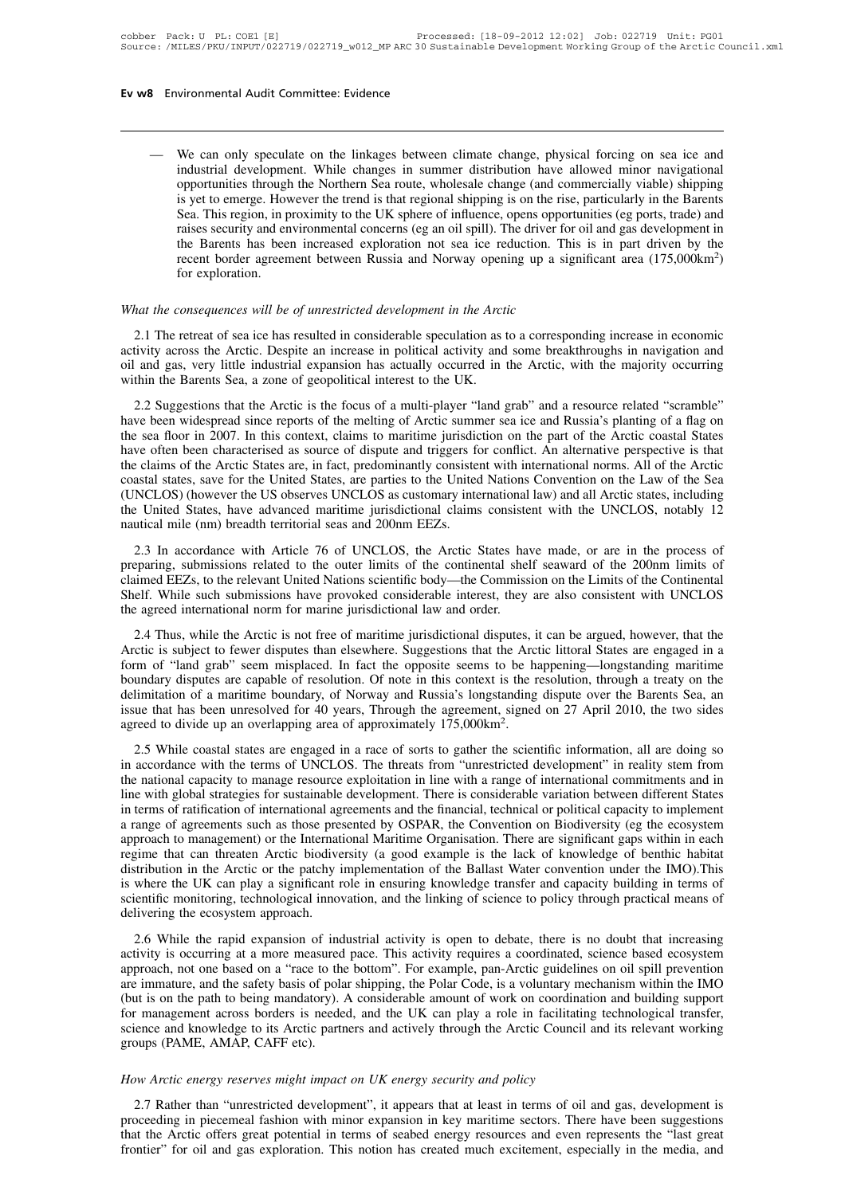— We can only speculate on the linkages between climate change, physical forcing on sea ice and industrial development. While changes in summer distribution have allowed minor navigational opportunities through the Northern Sea route, wholesale change (and commercially viable) shipping is yet to emerge. However the trend is that regional shipping is on the rise, particularly in the Barents Sea. This region, in proximity to the UK sphere of influence, opens opportunities (eg ports, trade) and raises security and environmental concerns (eg an oil spill). The driver for oil and gas development in the Barents has been increased exploration not sea ice reduction. This is in part driven by the recent border agreement between Russia and Norway opening up a significant area (175,000km$^2$) for exploration.

*What the consequences will be of unrestricted development in the Arctic*

2.1 The retreat of sea ice has resulted in considerable speculation as to a corresponding increase in economic activity across the Arctic. Despite an increase in political activity and some breakthroughs in navigation and oil and gas, very little industrial expansion has actually occurred in the Arctic, with the majority occurring within the Barents Sea, a zone of geopolitical interest to the UK.

2.2 Suggestions that the Arctic is the focus of a multi-player "land grab" and a resource related "scramble" have been widespread since reports of the melting of Arctic summer sea ice and Russia's planting of a flag on the sea floor in 2007. In this context, claims to maritime jurisdiction on the part of the Arctic coastal States have often been characterised as source of dispute and triggers for conflict. An alternative perspective is that the claims of the Arctic States are, in fact, predominantly consistent with international norms. All of the Arctic coastal states, save for the United States, are parties to the United Nations Convention on the Law of the Sea (UNCLOS) (however the US observes UNCLOS as customary international law) and all Arctic states, including the United States, have advanced maritime jurisdictional claims consistent with the UNCLOS, notably 12 nautical mile (nm) breadth territorial seas and 200nm EEZs.

2.3 In accordance with Article 76 of UNCLOS, the Arctic States have made, or are in the process of preparing, submissions related to the outer limits of the continental shelf seaward of the 200nm limits of claimed EEZs, to the relevant United Nations scientific body—the Commission on the Limits of the Continental Shelf. While such submissions have provoked considerable interest, they are also consistent with UNCLOS the agreed international norm for marine jurisdictional law and order.

2.4 Thus, while the Arctic is not free of maritime jurisdictional disputes, it can be argued, however, that the Arctic is subject to fewer disputes than elsewhere. Suggestions that the Arctic littoral States are engaged in a form of "land grab" seem misplaced. In fact the opposite seems to be happening—longstanding maritime boundary disputes are capable of resolution. Of note in this context is the resolution, through a treaty on the delimitation of a maritime boundary, of Norway and Russia's longstanding dispute over the Barents Sea, an issue that has been unresolved for 40 years, Through the agreement, signed on 27 April 2010, the two sides agreed to divide up an overlapping area of approximately 175,000km$^2$.

2.5 While coastal states are engaged in a race of sorts to gather the scientific information, all are doing so in accordance with the terms of UNCLOS. The threats from "unrestricted development" in reality stem from the national capacity to manage resource exploitation in line with a range of international commitments and in line with global strategies for sustainable development. There is considerable variation between different States in terms of ratification of international agreements and the financial, technical or political capacity to implement a range of agreements such as those presented by OSPAR, the Convention on Biodiversity (eg the ecosystem approach to management) or the International Maritime Organisation. There are significant gaps within in each regime that can threaten Arctic biodiversity (a good example is the lack of knowledge of benthic habitat distribution in the Arctic or the patchy implementation of the Ballast Water convention under the IMO).This is where the UK can play a significant role in ensuring knowledge transfer and capacity building in terms of scientific monitoring, technological innovation, and the linking of science to policy through practical means of delivering the ecosystem approach.

2.6 While the rapid expansion of industrial activity is open to debate, there is no doubt that increasing activity is occurring at a more measured pace. This activity requires a coordinated, science based ecosystem approach, not one based on a "race to the bottom". For example, pan-Arctic guidelines on oil spill prevention are immature, and the safety basis of polar shipping, the Polar Code, is a voluntary mechanism within the IMO (but is on the path to being mandatory). A considerable amount of work on coordination and building support for management across borders is needed, and the UK can play a role in facilitating technological transfer, science and knowledge to its Arctic partners and actively through the Arctic Council and its relevant working groups (PAME, AMAP, CAFF etc).

*How Arctic energy reserves might impact on UK energy security and policy*

2.7 Rather than "unrestricted development", it appears that at least in terms of oil and gas, development is proceeding in piecemeal fashion with minor expansion in key maritime sectors. There have been suggestions that the Arctic offers great potential in terms of seabed energy resources and even represents the "last great frontier" for oil and gas exploration. This notion has created much excitement, especially in the media, and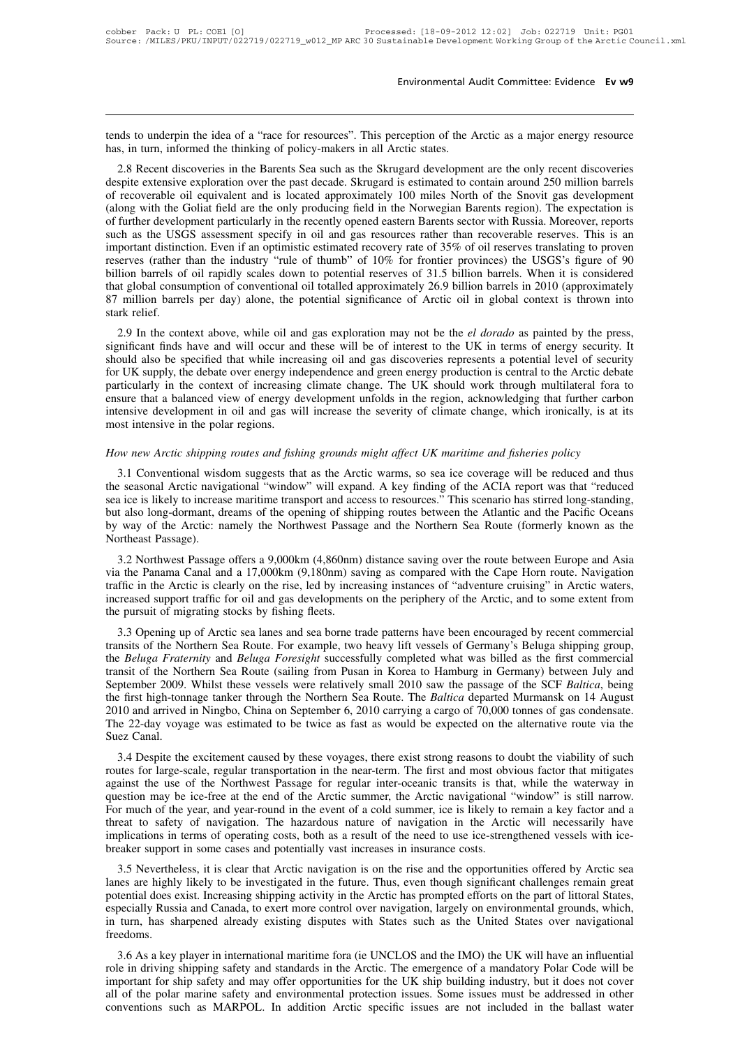tends to underpin the idea of a "race for resources". This perception of the Arctic as a major energy resource has, in turn, informed the thinking of policy-makers in all Arctic states.

2.8 Recent discoveries in the Barents Sea such as the Skrugard development are the only recent discoveries despite extensive exploration over the past decade. Skrugard is estimated to contain around 250 million barrels of recoverable oil equivalent and is located approximately 100 miles North of the Snovit gas development (along with the Goliat field are the only producing field in the Norwegian Barents region). The expectation is of further development particularly in the recently opened eastern Barents sector with Russia. Moreover, reports such as the USGS assessment specify in oil and gas resources rather than recoverable reserves. This is an important distinction. Even if an optimistic estimated recovery rate of 35% of oil reserves translating to proven reserves (rather than the industry "rule of thumb" of 10% for frontier provinces) the USGS's figure of 90 billion barrels of oil rapidly scales down to potential reserves of 31.5 billion barrels. When it is considered that global consumption of conventional oil totalled approximately 26.9 billion barrels in 2010 (approximately 87 million barrels per day) alone, the potential significance of Arctic oil in global context is thrown into stark relief.

2.9 In the context above, while oil and gas exploration may not be the *el dorado* as painted by the press, significant finds have and will occur and these will be of interest to the UK in terms of energy security. It should also be specified that while increasing oil and gas discoveries represents a potential level of security for UK supply, the debate over energy independence and green energy production is central to the Arctic debate particularly in the context of increasing climate change. The UK should work through multilateral fora to ensure that a balanced view of energy development unfolds in the region, acknowledging that further carbon intensive development in oil and gas will increase the severity of climate change, which ironically, is at its most intensive in the polar regions.

### *How new Arctic shipping routes and fishing grounds might affect UK maritime and fisheries policy*

3.1 Conventional wisdom suggests that as the Arctic warms, so sea ice coverage will be reduced and thus the seasonal Arctic navigational "window" will expand. A key finding of the ACIA report was that "reduced sea ice is likely to increase maritime transport and access to resources." This scenario has stirred long-standing, but also long-dormant, dreams of the opening of shipping routes between the Atlantic and the Pacific Oceans by way of the Arctic: namely the Northwest Passage and the Northern Sea Route (formerly known as the Northeast Passage).

3.2 Northwest Passage offers a 9,000km (4,860nm) distance saving over the route between Europe and Asia via the Panama Canal and a 17,000km (9,180nm) saving as compared with the Cape Horn route. Navigation traffic in the Arctic is clearly on the rise, led by increasing instances of "adventure cruising" in Arctic waters, increased support traffic for oil and gas developments on the periphery of the Arctic, and to some extent from the pursuit of migrating stocks by fishing fleets.

3.3 Opening up of Arctic sea lanes and sea borne trade patterns have been encouraged by recent commercial transits of the Northern Sea Route. For example, two heavy lift vessels of Germany's Beluga shipping group, the *Beluga Fraternity* and *Beluga Foresight* successfully completed what was billed as the first commercial transit of the Northern Sea Route (sailing from Pusan in Korea to Hamburg in Germany) between July and September 2009. Whilst these vessels were relatively small 2010 saw the passage of the SCF *Baltica*, being the first high-tonnage tanker through the Northern Sea Route. The *Baltica* departed Murmansk on 14 August 2010 and arrived in Ningbo, China on September 6, 2010 carrying a cargo of 70,000 tonnes of gas condensate. The 22-day voyage was estimated to be twice as fast as would be expected on the alternative route via the Suez Canal.

3.4 Despite the excitement caused by these voyages, there exist strong reasons to doubt the viability of such routes for large-scale, regular transportation in the near-term. The first and most obvious factor that mitigates against the use of the Northwest Passage for regular inter-oceanic transits is that, while the waterway in question may be ice-free at the end of the Arctic summer, the Arctic navigational "window" is still narrow. For much of the year, and year-round in the event of a cold summer, ice is likely to remain a key factor and a threat to safety of navigation. The hazardous nature of navigation in the Arctic will necessarily have implications in terms of operating costs, both as a result of the need to use ice-strengthened vessels with ice-breaker support in some cases and potentially vast increases in insurance costs.

3.5 Nevertheless, it is clear that Arctic navigation is on the rise and the opportunities offered by Arctic sea lanes are highly likely to be investigated in the future. Thus, even though significant challenges remain great potential does exist. Increasing shipping activity in the Arctic has prompted efforts on the part of littoral States, especially Russia and Canada, to exert more control over navigation, largely on environmental grounds, which, in turn, has sharpened already existing disputes with States such as the United States over navigational freedoms.

3.6 As a key player in international maritime fora (ie UNCLOS and the IMO) the UK will have an influential role in driving shipping safety and standards in the Arctic. The emergence of a mandatory Polar Code will be important for ship safety and may offer opportunities for the UK ship building industry, but it does not cover all of the polar marine safety and environmental protection issues. Some issues must be addressed in other conventions such as MARPOL. In addition Arctic specific issues are not included in the ballast water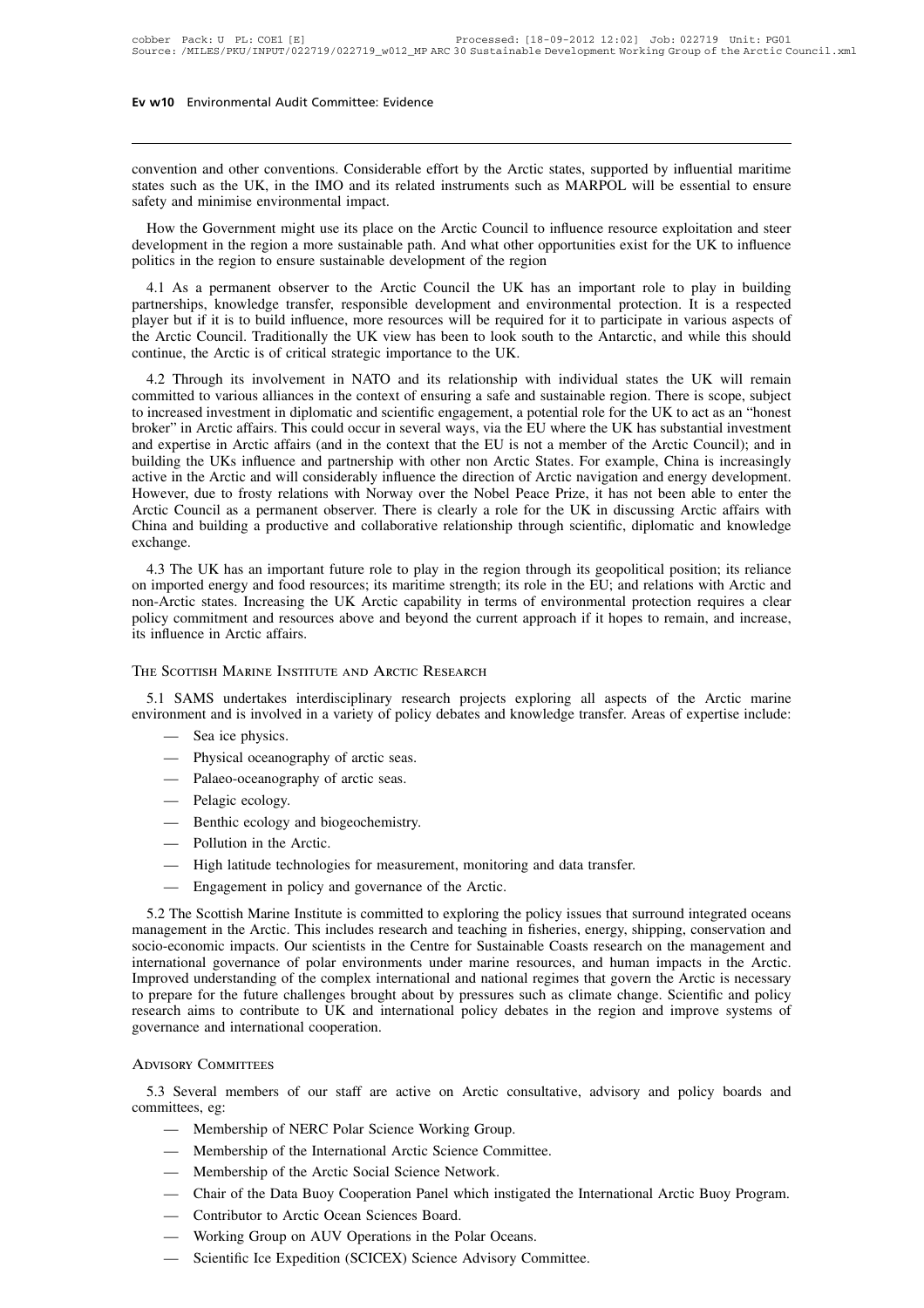convention and other conventions. Considerable effort by the Arctic states, supported by influential maritime states such as the UK, in the IMO and its related instruments such as MARPOL will be essential to ensure safety and minimise environmental impact.

How the Government might use its place on the Arctic Council to influence resource exploitation and steer development in the region a more sustainable path. And what other opportunities exist for the UK to influence politics in the region to ensure sustainable development of the region

4.1 As a permanent observer to the Arctic Council the UK has an important role to play in building partnerships, knowledge transfer, responsible development and environmental protection. It is a respected player but if it is to build influence, more resources will be required for it to participate in various aspects of the Arctic Council. Traditionally the UK view has been to look south to the Antarctic, and while this should continue, the Arctic is of critical strategic importance to the UK.

4.2 Through its involvement in NATO and its relationship with individual states the UK will remain committed to various alliances in the context of ensuring a safe and sustainable region. There is scope, subject to increased investment in diplomatic and scientific engagement, a potential role for the UK to act as an "honest broker" in Arctic affairs. This could occur in several ways, via the EU where the UK has substantial investment and expertise in Arctic affairs (and in the context that the EU is not a member of the Arctic Council); and in building the UKs influence and partnership with other non Arctic States. For example, China is increasingly active in the Arctic and will considerably influence the direction of Arctic navigation and energy development. However, due to frosty relations with Norway over the Nobel Peace Prize, it has not been able to enter the Arctic Council as a permanent observer. There is clearly a role for the UK in discussing Arctic affairs with China and building a productive and collaborative relationship through scientific, diplomatic and knowledge exchange.

4.3 The UK has an important future role to play in the region through its geopolitical position; its reliance on imported energy and food resources; its maritime strength; its role in the EU; and relations with Arctic and non-Arctic states. Increasing the UK Arctic capability in terms of environmental protection requires a clear policy commitment and resources above and beyond the current approach if it hopes to remain, and increase, its influence in Arctic affairs.

## The Scottish Marine Institute and Arctic Research

5.1 SAMS undertakes interdisciplinary research projects exploring all aspects of the Arctic marine environment and is involved in a variety of policy debates and knowledge transfer. Areas of expertise include:

- Sea ice physics.
- Physical oceanography of arctic seas.
- Palaeo-oceanography of arctic seas.
- Pelagic ecology.
- Benthic ecology and biogeochemistry.
- Pollution in the Arctic.
- High latitude technologies for measurement, monitoring and data transfer.
- Engagement in policy and governance of the Arctic.

5.2 The Scottish Marine Institute is committed to exploring the policy issues that surround integrated oceans management in the Arctic. This includes research and teaching in fisheries, energy, shipping, conservation and socio-economic impacts. Our scientists in the Centre for Sustainable Coasts research on the management and international governance of polar environments under marine resources, and human impacts in the Arctic. Improved understanding of the complex international and national regimes that govern the Arctic is necessary to prepare for the future challenges brought about by pressures such as climate change. Scientific and policy research aims to contribute to UK and international policy debates in the region and improve systems of governance and international cooperation.

## Advisory Committees

5.3 Several members of our staff are active on Arctic consultative, advisory and policy boards and committees, eg:

- Membership of NERC Polar Science Working Group.
- Membership of the International Arctic Science Committee.
- Membership of the Arctic Social Science Network.
- Chair of the Data Buoy Cooperation Panel which instigated the International Arctic Buoy Program.
- Contributor to Arctic Ocean Sciences Board.
- Working Group on AUV Operations in the Polar Oceans.
- Scientific Ice Expedition (SCICEX) Science Advisory Committee.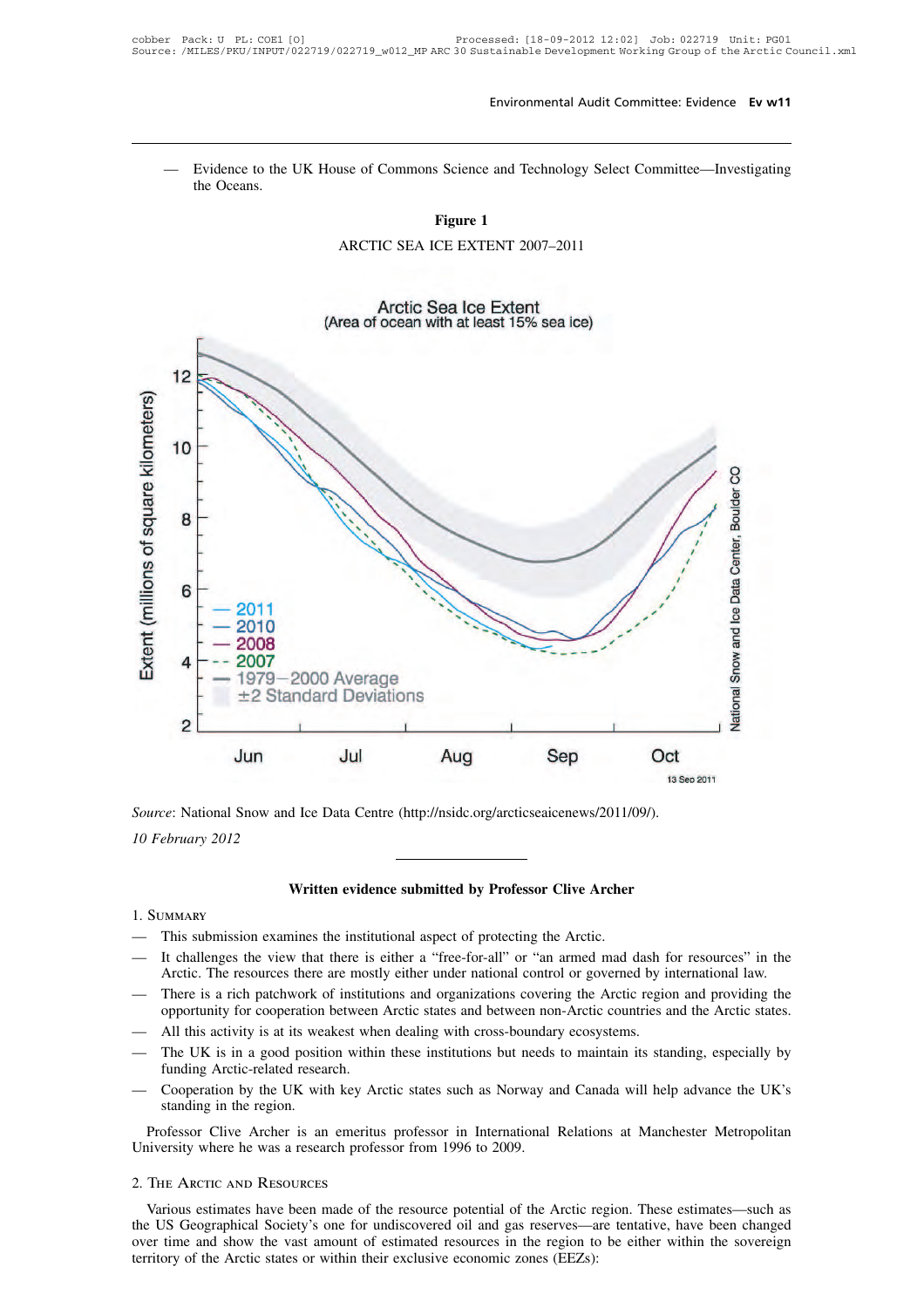— Evidence to the UK House of Commons Science and Technology Select Committee—Investigating the Oceans.

**Figure 1**

ARCTIC SEA ICE EXTENT 2007–2011

*Source*: National Snow and Ice Data Centre (http://nsidc.org/arcticseaicenews/2011/09/).

*10 February 2012*

---

**Written evidence submitted by Professor Clive Archer**

1. Summary

— This submission examines the institutional aspect of protecting the Arctic.

— It challenges the view that there is either a "free-for-all" or "an armed mad dash for resources" in the Arctic. The resources there are mostly either under national control or governed by international law.

— There is a rich patchwork of institutions and organizations covering the Arctic region and providing the opportunity for cooperation between Arctic states and between non-Arctic countries and the Arctic states.

— All this activity is at its weakest when dealing with cross-boundary ecosystems.

— The UK is in a good position within these institutions but needs to maintain its standing, especially by funding Arctic-related research.

— Cooperation by the UK with key Arctic states such as Norway and Canada will help advance the UK's standing in the region.

Professor Clive Archer is an emeritus professor in International Relations at Manchester Metropolitan University where he was a research professor from 1996 to 2009.

2. The Arctic and Resources

Various estimates have been made of the resource potential of the Arctic region. These estimates—such as the US Geographical Society's one for undiscovered oil and gas reserves—are tentative, have been changed over time and show the vast amount of estimated resources in the region to be either within the sovereign territory of the Arctic states or within their exclusive economic zones (EEZs):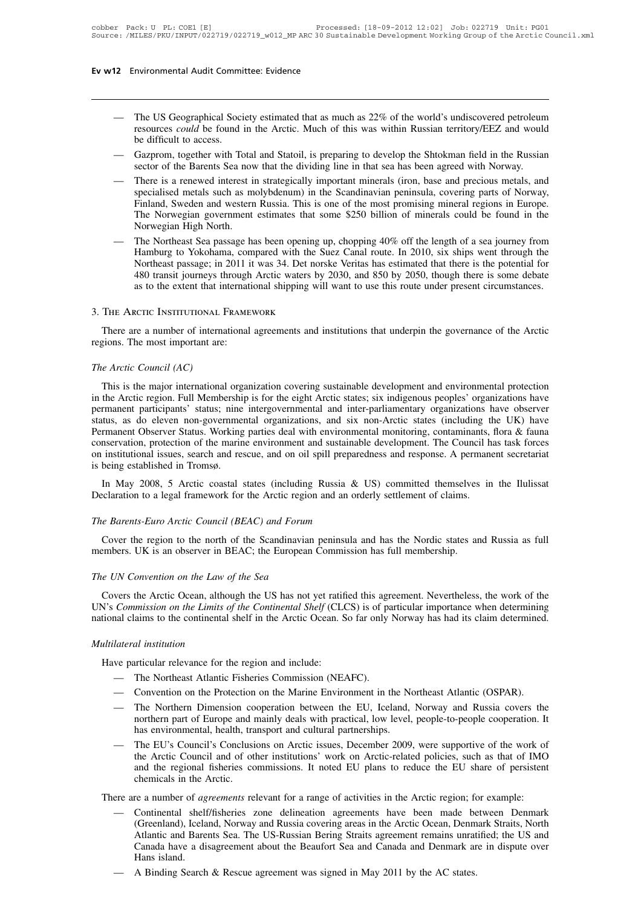- The US Geographical Society estimated that as much as 22% of the world's undiscovered petroleum resources *could* be found in the Arctic. Much of this was within Russian territory/EEZ and would be difficult to access.
- Gazprom, together with Total and Statoil, is preparing to develop the Shtokman field in the Russian sector of the Barents Sea now that the dividing line in that sea has been agreed with Norway.
- There is a renewed interest in strategically important minerals (iron, base and precious metals, and specialised metals such as molybdenum) in the Scandinavian peninsula, covering parts of Norway, Finland, Sweden and western Russia. This is one of the most promising mineral regions in Europe. The Norwegian government estimates that some $250 billion of minerals could be found in the Norwegian High North.
- The Northeast Sea passage has been opening up, chopping 40% off the length of a sea journey from Hamburg to Yokohama, compared with the Suez Canal route. In 2010, six ships went through the Northeast passage; in 2011 it was 34. Det norske Veritas has estimated that there is the potential for 480 transit journeys through Arctic waters by 2030, and 850 by 2050, though there is some debate as to the extent that international shipping will want to use this route under present circumstances.

## 3. The Arctic Institutional Framework

There are a number of international agreements and institutions that underpin the governance of the Arctic regions. The most important are:

### *The Arctic Council (AC)*

This is the major international organization covering sustainable development and environmental protection in the Arctic region. Full Membership is for the eight Arctic states; six indigenous peoples' organizations have permanent participants' status; nine intergovernmental and inter-parliamentary organizations have observer status, as do eleven non-governmental organizations, and six non-Arctic states (including the UK) have Permanent Observer Status. Working parties deal with environmental monitoring, contaminants, flora & fauna conservation, protection of the marine environment and sustainable development. The Council has task forces on institutional issues, search and rescue, and on oil spill preparedness and response. A permanent secretariat is being established in Tromsø.

In May 2008, 5 Arctic coastal states (including Russia & US) committed themselves in the Ilulissat Declaration to a legal framework for the Arctic region and an orderly settlement of claims.

### *The Barents-Euro Arctic Council (BEAC) and Forum*

Cover the region to the north of the Scandinavian peninsula and has the Nordic states and Russia as full members. UK is an observer in BEAC; the European Commission has full membership.

### *The UN Convention on the Law of the Sea*

Covers the Arctic Ocean, although the US has not yet ratified this agreement. Nevertheless, the work of the UN's *Commission on the Limits of the Continental Shelf* (CLCS) is of particular importance when determining national claims to the continental shelf in the Arctic Ocean. So far only Norway has had its claim determined.

### *Multilateral institution*

Have particular relevance for the region and include:

- The Northeast Atlantic Fisheries Commission (NEAFC).
- Convention on the Protection on the Marine Environment in the Northeast Atlantic (OSPAR).
- The Northern Dimension cooperation between the EU, Iceland, Norway and Russia covers the northern part of Europe and mainly deals with practical, low level, people-to-people cooperation. It has environmental, health, transport and cultural partnerships.
- The EU's Council's Conclusions on Arctic issues, December 2009, were supportive of the work of the Arctic Council and of other institutions' work on Arctic-related policies, such as that of IMO and the regional fisheries commissions. It noted EU plans to reduce the EU share of persistent chemicals in the Arctic.

There are a number of *agreements* relevant for a range of activities in the Arctic region; for example:

- Continental shelf/fisheries zone delineation agreements have been made between Denmark (Greenland), Iceland, Norway and Russia covering areas in the Arctic Ocean, Denmark Straits, North Atlantic and Barents Sea. The US-Russian Bering Straits agreement remains unratified; the US and Canada have a disagreement about the Beaufort Sea and Canada and Denmark are in dispute over Hans island.
- A Binding Search & Rescue agreement was signed in May 2011 by the AC states.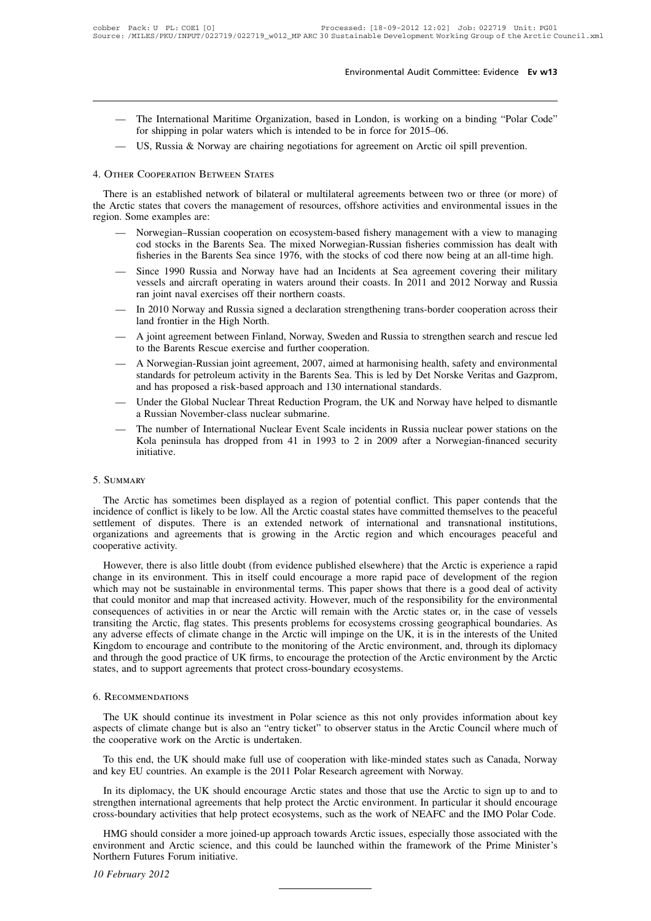- The International Maritime Organization, based in London, is working on a binding "Polar Code" for shipping in polar waters which is intended to be in force for 2015–06.
- US, Russia & Norway are chairing negotiations for agreement on Arctic oil spill prevention.

## 4. Other Cooperation Between States

There is an established network of bilateral or multilateral agreements between two or three (or more) of the Arctic states that covers the management of resources, offshore activities and environmental issues in the region. Some examples are:

- Norwegian–Russian cooperation on ecosystem-based fishery management with a view to managing cod stocks in the Barents Sea. The mixed Norwegian-Russian fisheries commission has dealt with fisheries in the Barents Sea since 1976, with the stocks of cod there now being at an all-time high.
- Since 1990 Russia and Norway have had an Incidents at Sea agreement covering their military vessels and aircraft operating in waters around their coasts. In 2011 and 2012 Norway and Russia ran joint naval exercises off their northern coasts.
- In 2010 Norway and Russia signed a declaration strengthening trans-border cooperation across their land frontier in the High North.
- A joint agreement between Finland, Norway, Sweden and Russia to strengthen search and rescue led to the Barents Rescue exercise and further cooperation.
- A Norwegian-Russian joint agreement, 2007, aimed at harmonising health, safety and environmental standards for petroleum activity in the Barents Sea. This is led by Det Norske Veritas and Gazprom, and has proposed a risk-based approach and 130 international standards.
- Under the Global Nuclear Threat Reduction Program, the UK and Norway have helped to dismantle a Russian November-class nuclear submarine.
- The number of International Nuclear Event Scale incidents in Russia nuclear power stations on the Kola peninsula has dropped from 41 in 1993 to 2 in 2009 after a Norwegian-financed security initiative.

## 5. Summary

The Arctic has sometimes been displayed as a region of potential conflict. This paper contends that the incidence of conflict is likely to be low. All the Arctic coastal states have committed themselves to the peaceful settlement of disputes. There is an extended network of international and transnational institutions, organizations and agreements that is growing in the Arctic region and which encourages peaceful and cooperative activity.

However, there is also little doubt (from evidence published elsewhere) that the Arctic is experience a rapid change in its environment. This in itself could encourage a more rapid pace of development of the region which may not be sustainable in environmental terms. This paper shows that there is a good deal of activity that could monitor and map that increased activity. However, much of the responsibility for the environmental consequences of activities in or near the Arctic will remain with the Arctic states or, in the case of vessels transiting the Arctic, flag states. This presents problems for ecosystems crossing geographical boundaries. As any adverse effects of climate change in the Arctic will impinge on the UK, it is in the interests of the United Kingdom to encourage and contribute to the monitoring of the Arctic environment, and, through its diplomacy and through the good practice of UK firms, to encourage the protection of the Arctic environment by the Arctic states, and to support agreements that protect cross-boundary ecosystems.

## 6. Recommendations

The UK should continue its investment in Polar science as this not only provides information about key aspects of climate change but is also an "entry ticket" to observer status in the Arctic Council where much of the cooperative work on the Arctic is undertaken.

To this end, the UK should make full use of cooperation with like-minded states such as Canada, Norway and key EU countries. An example is the 2011 Polar Research agreement with Norway.

In its diplomacy, the UK should encourage Arctic states and those that use the Arctic to sign up to and to strengthen international agreements that help protect the Arctic environment. In particular it should encourage cross-boundary activities that help protect ecosystems, such as the work of NEAFC and the IMO Polar Code.

HMG should consider a more joined-up approach towards Arctic issues, especially those associated with the environment and Arctic science, and this could be launched within the framework of the Prime Minister's Northern Futures Forum initiative.

*10 February 2012*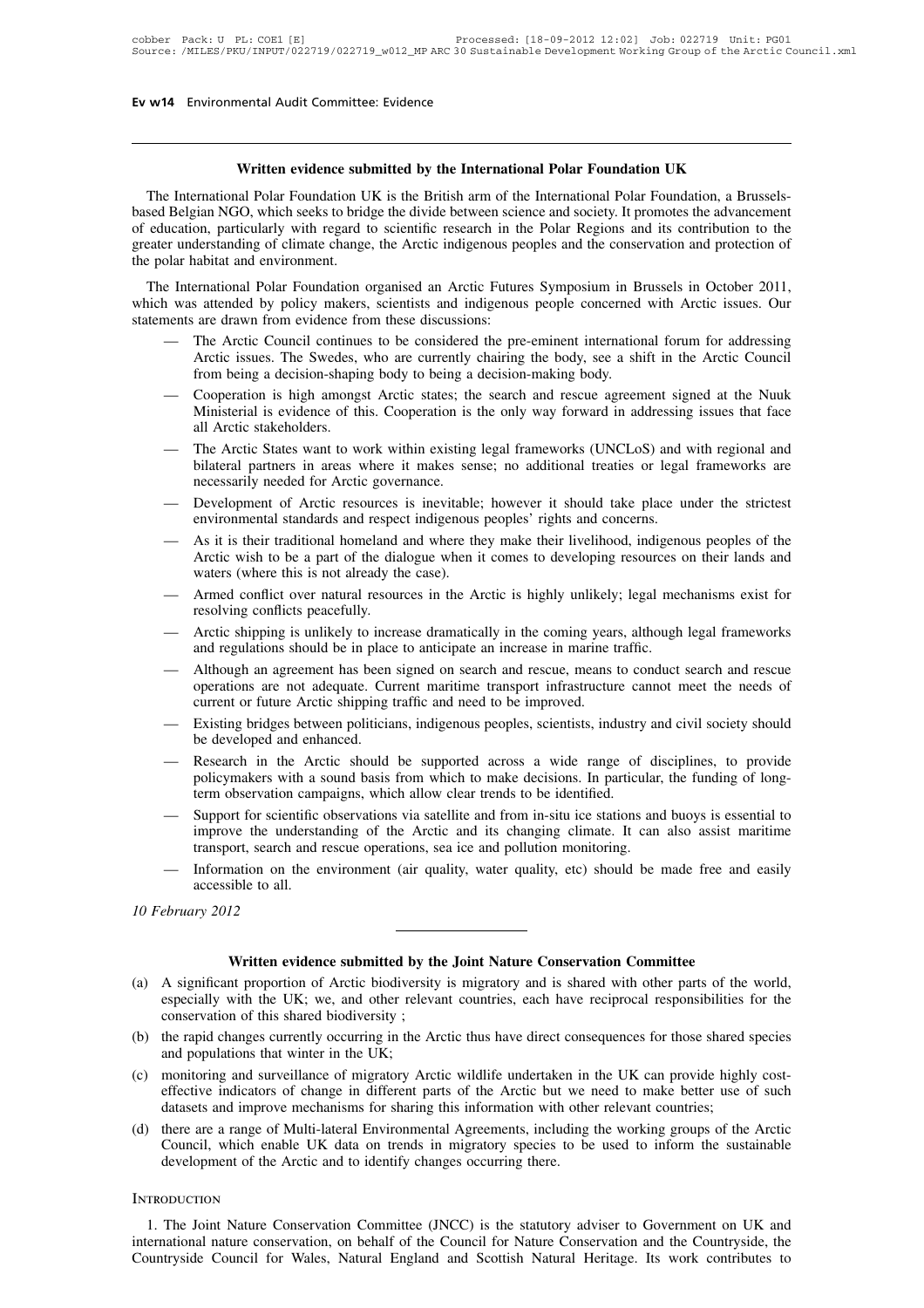## Written evidence submitted by the International Polar Foundation UK

The International Polar Foundation UK is the British arm of the International Polar Foundation, a Brussels-based Belgian NGO, which seeks to bridge the divide between science and society. It promotes the advancement of education, particularly with regard to scientific research in the Polar Regions and its contribution to the greater understanding of climate change, the Arctic indigenous peoples and the conservation and protection of the polar habitat and environment.

The International Polar Foundation organised an Arctic Futures Symposium in Brussels in October 2011, which was attended by policy makers, scientists and indigenous people concerned with Arctic issues. Our statements are drawn from evidence from these discussions:

- The Arctic Council continues to be considered the pre-eminent international forum for addressing Arctic issues. The Swedes, who are currently chairing the body, see a shift in the Arctic Council from being a decision-shaping body to being a decision-making body.
- Cooperation is high amongst Arctic states; the search and rescue agreement signed at the Nuuk Ministerial is evidence of this. Cooperation is the only way forward in addressing issues that face all Arctic stakeholders.
- The Arctic States want to work within existing legal frameworks (UNCLoS) and with regional and bilateral partners in areas where it makes sense; no additional treaties or legal frameworks are necessarily needed for Arctic governance.
- Development of Arctic resources is inevitable; however it should take place under the strictest environmental standards and respect indigenous peoples' rights and concerns.
- As it is their traditional homeland and where they make their livelihood, indigenous peoples of the Arctic wish to be a part of the dialogue when it comes to developing resources on their lands and waters (where this is not already the case).
- Armed conflict over natural resources in the Arctic is highly unlikely; legal mechanisms exist for resolving conflicts peacefully.
- Arctic shipping is unlikely to increase dramatically in the coming years, although legal frameworks and regulations should be in place to anticipate an increase in marine traffic.
- Although an agreement has been signed on search and rescue, means to conduct search and rescue operations are not adequate. Current maritime transport infrastructure cannot meet the needs of current or future Arctic shipping traffic and need to be improved.
- Existing bridges between politicians, indigenous peoples, scientists, industry and civil society should be developed and enhanced.
- Research in the Arctic should be supported across a wide range of disciplines, to provide policymakers with a sound basis from which to make decisions. In particular, the funding of long-term observation campaigns, which allow clear trends to be identified.
- Support for scientific observations via satellite and from in-situ ice stations and buoys is essential to improve the understanding of the Arctic and its changing climate. It can also assist maritime transport, search and rescue operations, sea ice and pollution monitoring.
- Information on the environment (air quality, water quality, etc) should be made free and easily accessible to all.

*10 February 2012*

---

## Written evidence submitted by the Joint Nature Conservation Committee

(a) A significant proportion of Arctic biodiversity is migratory and is shared with other parts of the world, especially with the UK; we, and other relevant countries, each have reciprocal responsibilities for the conservation of this shared biodiversity ;

(b) the rapid changes currently occurring in the Arctic thus have direct consequences for those shared species and populations that winter in the UK;

(c) monitoring and surveillance of migratory Arctic wildlife undertaken in the UK can provide highly cost-effective indicators of change in different parts of the Arctic but we need to make better use of such datasets and improve mechanisms for sharing this information with other relevant countries;

(d) there are a range of Multi-lateral Environmental Agreements, including the working groups of the Arctic Council, which enable UK data on trends in migratory species to be used to inform the sustainable development of the Arctic and to identify changes occurring there.

### Introduction

1. The Joint Nature Conservation Committee (JNCC) is the statutory adviser to Government on UK and international nature conservation, on behalf of the Council for Nature Conservation and the Countryside, the Countryside Council for Wales, Natural England and Scottish Natural Heritage. Its work contributes to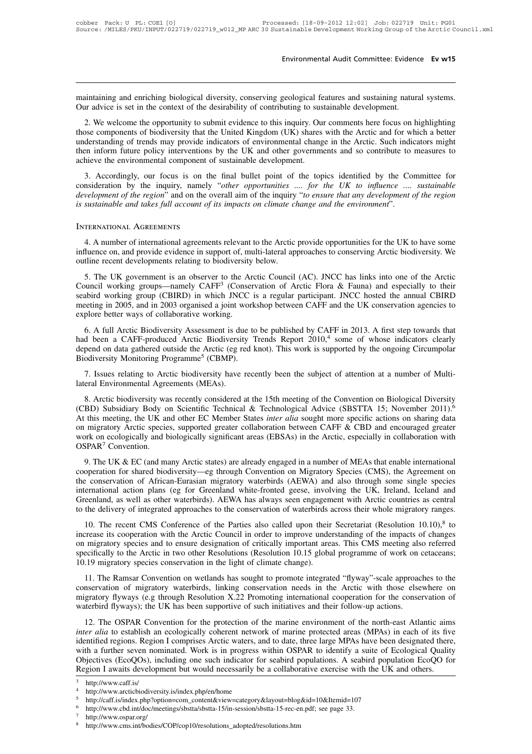maintaining and enriching biological diversity, conserving geological features and sustaining natural systems. Our advice is set in the context of the desirability of contributing to sustainable development.

2. We welcome the opportunity to submit evidence to this inquiry. Our comments here focus on highlighting those components of biodiversity that the United Kingdom (UK) shares with the Arctic and for which a better understanding of trends may provide indicators of environmental change in the Arctic. Such indicators might then inform future policy interventions by the UK and other governments and so contribute to measures to achieve the environmental component of sustainable development.

3. Accordingly, our focus is on the final bullet point of the topics identified by the Committee for consideration by the inquiry, namely "*other opportunities .... for the UK to influence .... sustainable development of the region*" and on the overall aim of the inquiry "*to ensure that any development of the region is sustainable and takes full account of its impacts on climate change and the environment*".

## International Agreements

4. A number of international agreements relevant to the Arctic provide opportunities for the UK to have some influence on, and provide evidence in support of, multi-lateral approaches to conserving Arctic biodiversity. We outline recent developments relating to biodiversity below.

5. The UK government is an observer to the Arctic Council (AC). JNCC has links into one of the Arctic Council working groups—namely CAFF[3] (Conservation of Arctic Flora & Fauna) and especially to their seabird working group (CBIRD) in which JNCC is a regular participant. JNCC hosted the annual CBIRD meeting in 2005, and in 2003 organised a joint workshop between CAFF and the UK conservation agencies to explore better ways of collaborative working.

6. A full Arctic Biodiversity Assessment is due to be published by CAFF in 2013. A first step towards that had been a CAFF-produced Arctic Biodiversity Trends Report 2010,[4] some of whose indicators clearly depend on data gathered outside the Arctic (eg red knot). This work is supported by the ongoing Circumpolar Biodiversity Monitoring Programme[5] (CBMP).

7. Issues relating to Arctic biodiversity have recently been the subject of attention at a number of Multi-lateral Environmental Agreements (MEAs).

8. Arctic biodiversity was recently considered at the 15th meeting of the Convention on Biological Diversity (CBD) Subsidiary Body on Scientific Technical & Technological Advice (SBSTTA 15; November 2011).[6] At this meeting, the UK and other EC Member States *inter alia* sought more specific actions on sharing data on migratory Arctic species, supported greater collaboration between CAFF & CBD and encouraged greater work on ecologically and biologically significant areas (EBSAs) in the Arctic, especially in collaboration with OSPAR[7] Convention.

9. The UK & EC (and many Arctic states) are already engaged in a number of MEAs that enable international cooperation for shared biodiversity—eg through Convention on Migratory Species (CMS), the Agreement on the conservation of African-Eurasian migratory waterbirds (AEWA) and also through some single species international action plans (eg for Greenland white-fronted geese, involving the UK, Ireland, Iceland and Greenland, as well as other waterbirds). AEWA has always seen engagement with Arctic countries as central to the delivery of integrated approaches to the conservation of waterbirds across their whole migratory ranges.

10. The recent CMS Conference of the Parties also called upon their Secretariat (Resolution 10.10),[8] to increase its cooperation with the Arctic Council in order to improve understanding of the impacts of changes on migratory species and to ensure designation of critically important areas. This CMS meeting also referred specifically to the Arctic in two other Resolutions (Resolution 10.15 global programme of work on cetaceans; 10.19 migratory species conservation in the light of climate change).

11. The Ramsar Convention on wetlands has sought to promote integrated "flyway"-scale approaches to the conservation of migratory waterbirds, linking conservation needs in the Arctic with those elsewhere on migratory flyways (e.g through Resolution X.22 Promoting international cooperation for the conservation of waterbird flyways); the UK has been supportive of such initiatives and their follow-up actions.

12. The OSPAR Convention for the protection of the marine environment of the north-east Atlantic aims *inter alia* to establish an ecologically coherent network of marine protected areas (MPAs) in each of its five identified regions. Region I comprises Arctic waters, and to date, three large MPAs have been designated there, with a further seven nominated. Work is in progress within OSPAR to identify a suite of Ecological Quality Objectives (EcoQOs), including one such indicator for seabird populations. A seabird population EcoQO for Region I awaits development but would necessarily be a collaborative exercise with the UK and others.

---

[3] http://www.caff.is/
[4] http://www.arcticbiodiversity.is/index.php/en/home
[5] http://caff.is/index.php?option=com_content&view=category&layout=blog&id=10&Itemid=107
[6] http://www.cbd.int/doc/meetings/sbstta/sbstta-15/in-session/sbstta-15-rec-en.pdf; see page 33.
[7] http://www.ospar.org/
[8] http://www.cms.int/bodies/COP/cop10/resolutions_adopted/resolutions.htm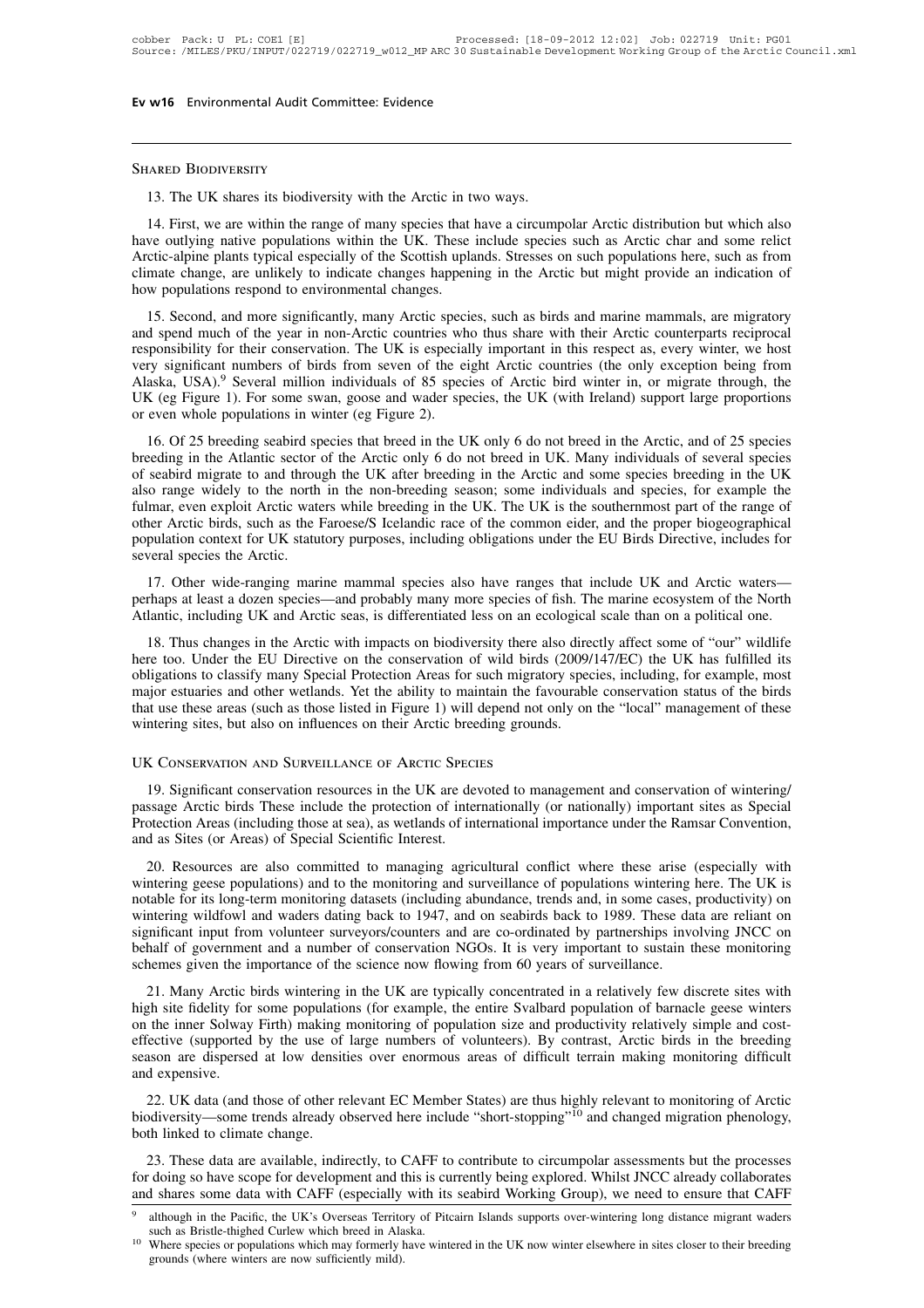### Shared Biodiversity

13. The UK shares its biodiversity with the Arctic in two ways.

14. First, we are within the range of many species that have a circumpolar Arctic distribution but which also have outlying native populations within the UK. These include species such as Arctic char and some relict Arctic-alpine plants typical especially of the Scottish uplands. Stresses on such populations here, such as from climate change, are unlikely to indicate changes happening in the Arctic but might provide an indication of how populations respond to environmental changes.

15. Second, and more significantly, many Arctic species, such as birds and marine mammals, are migratory and spend much of the year in non-Arctic countries who thus share with their Arctic counterparts reciprocal responsibility for their conservation. The UK is especially important in this respect as, every winter, we host very significant numbers of birds from seven of the eight Arctic countries (the only exception being from Alaska, USA).[9] Several million individuals of 85 species of Arctic bird winter in, or migrate through, the UK (eg Figure 1). For some swan, goose and wader species, the UK (with Ireland) support large proportions or even whole populations in winter (eg Figure 2).

16. Of 25 breeding seabird species that breed in the UK only 6 do not breed in the Arctic, and of 25 species breeding in the Atlantic sector of the Arctic only 6 do not breed in UK. Many individuals of several species of seabird migrate to and through the UK after breeding in the Arctic and some species breeding in the UK also range widely to the north in the non-breeding season; some individuals and species, for example the fulmar, even exploit Arctic waters while breeding in the UK. The UK is the southernmost part of the range of other Arctic birds, such as the Faroese/S Icelandic race of the common eider, and the proper biogeographical population context for UK statutory purposes, including obligations under the EU Birds Directive, includes for several species the Arctic.

17. Other wide-ranging marine mammal species also have ranges that include UK and Arctic waters—perhaps at least a dozen species—and probably many more species of fish. The marine ecosystem of the North Atlantic, including UK and Arctic seas, is differentiated less on an ecological scale than on a political one.

18. Thus changes in the Arctic with impacts on biodiversity there also directly affect some of "our" wildlife here too. Under the EU Directive on the conservation of wild birds (2009/147/EC) the UK has fulfilled its obligations to classify many Special Protection Areas for such migratory species, including, for example, most major estuaries and other wetlands. Yet the ability to maintain the favourable conservation status of the birds that use these areas (such as those listed in Figure 1) will depend not only on the "local" management of these wintering sites, but also on influences on their Arctic breeding grounds.

### UK Conservation and Surveillance of Arctic Species

19. Significant conservation resources in the UK are devoted to management and conservation of wintering/passage Arctic birds These include the protection of internationally (or nationally) important sites as Special Protection Areas (including those at sea), as wetlands of international importance under the Ramsar Convention, and as Sites (or Areas) of Special Scientific Interest.

20. Resources are also committed to managing agricultural conflict where these arise (especially with wintering geese populations) and to the monitoring and surveillance of populations wintering here. The UK is notable for its long-term monitoring datasets (including abundance, trends and, in some cases, productivity) on wintering wildfowl and waders dating back to 1947, and on seabirds back to 1989. These data are reliant on significant input from volunteer surveyors/counters and are co-ordinated by partnerships involving JNCC on behalf of government and a number of conservation NGOs. It is very important to sustain these monitoring schemes given the importance of the science now flowing from 60 years of surveillance.

21. Many Arctic birds wintering in the UK are typically concentrated in a relatively few discrete sites with high site fidelity for some populations (for example, the entire Svalbard population of barnacle geese winters on the inner Solway Firth) making monitoring of population size and productivity relatively simple and cost-effective (supported by the use of large numbers of volunteers). By contrast, Arctic birds in the breeding season are dispersed at low densities over enormous areas of difficult terrain making monitoring difficult and expensive.

22. UK data (and those of other relevant EC Member States) are thus highly relevant to monitoring of Arctic biodiversity—some trends already observed here include "short-stopping"[10] and changed migration phenology, both linked to climate change.

23. These data are available, indirectly, to CAFF to contribute to circumpolar assessments but the processes for doing so have scope for development and this is currently being explored. Whilst JNCC already collaborates and shares some data with CAFF (especially with its seabird Working Group), we need to ensure that CAFF

[9] although in the Pacific, the UK's Overseas Territory of Pitcairn Islands supports over-wintering long distance migrant waders such as Bristle-thighed Curlew which breed in Alaska.

[10] Where species or populations which may formerly have wintered in the UK now winter elsewhere in sites closer to their breeding grounds (where winters are now sufficiently mild).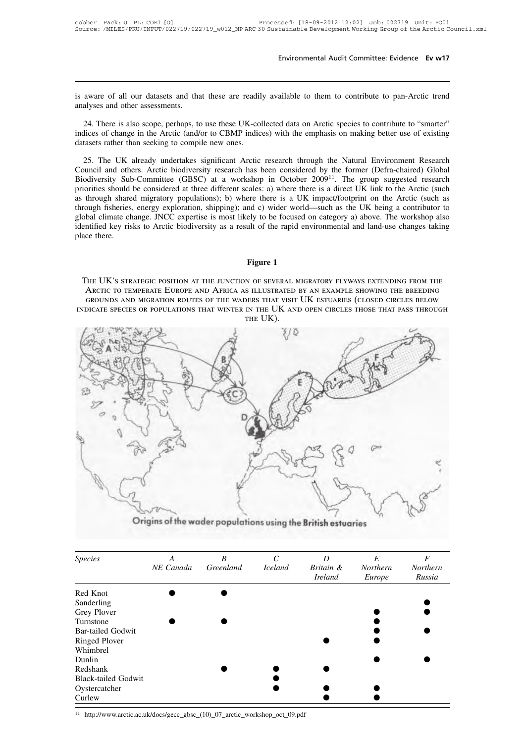is aware of all our datasets and that these are readily available to them to contribute to pan-Arctic trend analyses and other assessments.

24. There is also scope, perhaps, to use these UK-collected data on Arctic species to contribute to "smarter" indices of change in the Arctic (and/or to CBMP indices) with the emphasis on making better use of existing datasets rather than seeking to compile new ones.

25. The UK already undertakes significant Arctic research through the Natural Environment Research Council and others. Arctic biodiversity research has been considered by the former (Defra-chaired) Global Biodiversity Sub-Committee (GBSC) at a workshop in October 2009[11]. The group suggested research priorities should be considered at three different scales: a) where there is a direct UK link to the Arctic (such as through shared migratory populations); b) where there is a UK impact/footprint on the Arctic (such as through fisheries, energy exploration, shipping); and c) wider world—such as the UK being a contributor to global climate change. JNCC expertise is most likely to be focused on category a) above. The workshop also identified key risks to Arctic biodiversity as a result of the rapid environmental and land-use changes taking place there.

**Figure 1**

THE UK'S STRATEGIC POSITION AT THE JUNCTION OF SEVERAL MIGRATORY FLYWAYS EXTENDING FROM THE ARCTIC TO TEMPERATE EUROPE AND AFRICA AS ILLUSTRATED BY AN EXAMPLE SHOWING THE BREEDING GROUNDS AND MIGRATION ROUTES OF THE WADERS THAT VISIT UK ESTUARIES (CLOSED CIRCLES BELOW INDICATE SPECIES OR POPULATIONS THAT WINTER IN THE UK AND OPEN CIRCLES THOSE THAT PASS THROUGH THE UK).

Origins of the wader populations using the British estuaries

| *Species* | *A* *NE Canada* | *B* *Greenland* | *C* *Iceland* | *D* *Britain & Ireland* | *E* *Northern Europe* | *F* *Northern Russia* |
|---|---|---|---|---|---|---|
| Red Knot | ● | ● | | | | |
| Sanderling | | | | | | ● |
| Grey Plover | | | | | ● | ● |
| Turnstone | ● | ● | | | ● | |
| Bar-tailed Godwit | | | | | ● | ● |
| Ringed Plover | | | | ● | ● | |
| Whimbrel | | | | | | |
| Dunlin | | | | | ● | ● |
| Redshank | | ● | ● | ● | | |
| Black-tailed Godwit | | | ● | | | |
| Oystercatcher | | | ● | ● | ● | |
| Curlew | | | | ● | ● | |

[11] http://www.arctic.ac.uk/docs/gecc_gbsc_(10)_07_arctic_workshop_oct_09.pdf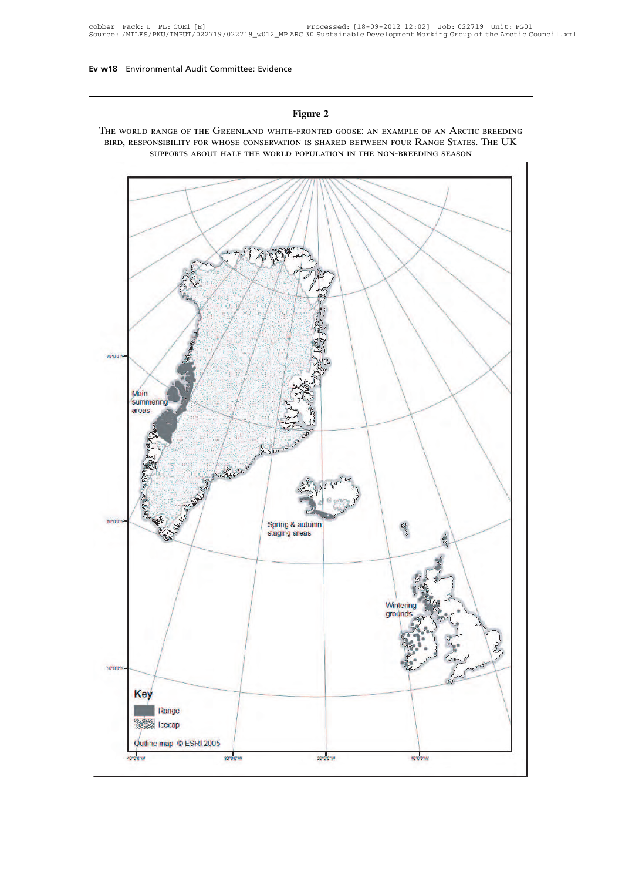**Figure 2**

THE WORLD RANGE OF THE GREENLAND WHITE-FRONTED GOOSE: AN EXAMPLE OF AN ARCTIC BREEDING BIRD, RESPONSIBILITY FOR WHOSE CONSERVATION IS SHARED BETWEEN FOUR RANGE STATES. THE UK SUPPORTS ABOUT HALF THE WORLD POPULATION IN THE NON-BREEDING SEASON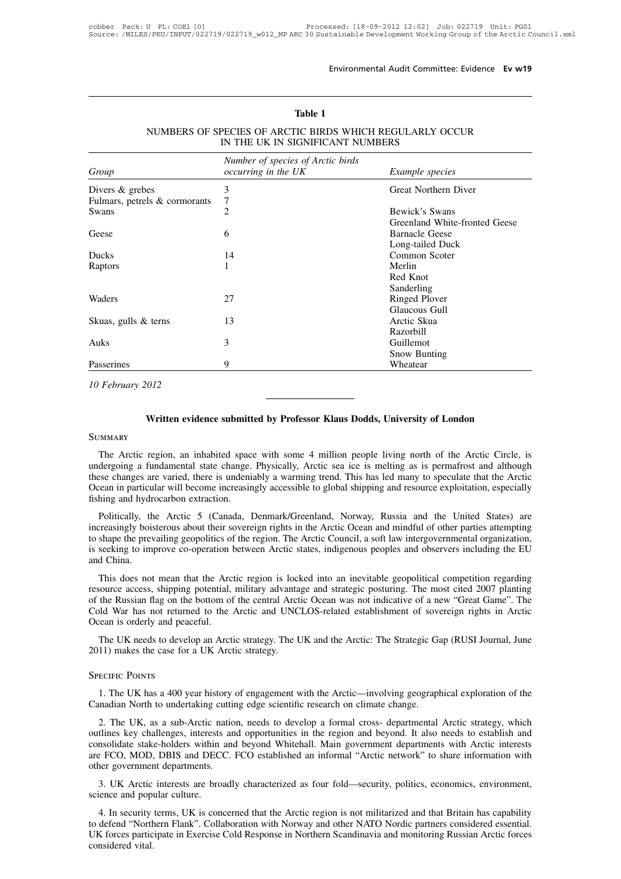**Table 1**

NUMBERS OF SPECIES OF ARCTIC BIRDS WHICH REGULARLY OCCUR IN THE UK IN SIGNIFICANT NUMBERS

| *Group* | *Number of species of Arctic birds occurring in the UK* | *Example species* |
|---|---|---|
| Divers & grebes | 3 | Great Northern Diver |
| Fulmars, petrels & cormorants | 7 | |
| Swans | 2 | Bewick's Swans |
| Geese | 6 | Greenland White-fronted Geese, Barnacle Geese |
| Ducks | 14 | Long-tailed Duck, Common Scoter |
| Raptors | 1 | Merlin |
| Waders | 27 | Red Knot, Sanderling, Ringed Plover |
| Skuas, gulls & terns | 13 | Glaucous Gull, Arctic Skua |
| Auks | 3 | Razorbill, Guillemot |
| Passerines | 9 | Snow Bunting, Wheatear |

*10 February 2012*

---

## Written evidence submitted by Professor Klaus Dodds, University of London

### Summary

The Arctic region, an inhabited space with some 4 million people living north of the Arctic Circle, is undergoing a fundamental state change. Physically, Arctic sea ice is melting as is permafrost and although these changes are varied, there is undeniably a warming trend. This has led many to speculate that the Arctic Ocean in particular will become increasingly accessible to global shipping and resource exploitation, especially fishing and hydrocarbon extraction.

Politically, the Arctic 5 (Canada, Denmark/Greenland, Norway, Russia and the United States) are increasingly boisterous about their sovereign rights in the Arctic Ocean and mindful of other parties attempting to shape the prevailing geopolitics of the region. The Arctic Council, a soft law intergovernmental organization, is seeking to improve co-operation between Arctic states, indigenous peoples and observers including the EU and China.

This does not mean that the Arctic region is locked into an inevitable geopolitical competition regarding resource access, shipping potential, military advantage and strategic posturing. The most cited 2007 planting of the Russian flag on the bottom of the central Arctic Ocean was not indicative of a new "Great Game". The Cold War has not returned to the Arctic and UNCLOS-related establishment of sovereign rights in Arctic Ocean is orderly and peaceful.

The UK needs to develop an Arctic strategy. The UK and the Arctic: The Strategic Gap (RUSI Journal, June 2011) makes the case for a UK Arctic strategy.

### Specific Points

1. The UK has a 400 year history of engagement with the Arctic—involving geographical exploration of the Canadian North to undertaking cutting edge scientific research on climate change.

2. The UK, as a sub-Arctic nation, needs to develop a formal cross- departmental Arctic strategy, which outlines key challenges, interests and opportunities in the region and beyond. It also needs to establish and consolidate stake-holders within and beyond Whitehall. Main government departments with Arctic interests are FCO, MOD, DBIS and DECC. FCO established an informal "Arctic network" to share information with other government departments.

3. UK Arctic interests are broadly characterized as four fold—security, politics, economics, environment, science and popular culture.

4. In security terms, UK is concerned that the Arctic region is not militarized and that Britain has capability to defend "Northern Flank". Collaboration with Norway and other NATO Nordic partners considered essential. UK forces participate in Exercise Cold Response in Northern Scandinavia and monitoring Russian Arctic forces considered vital.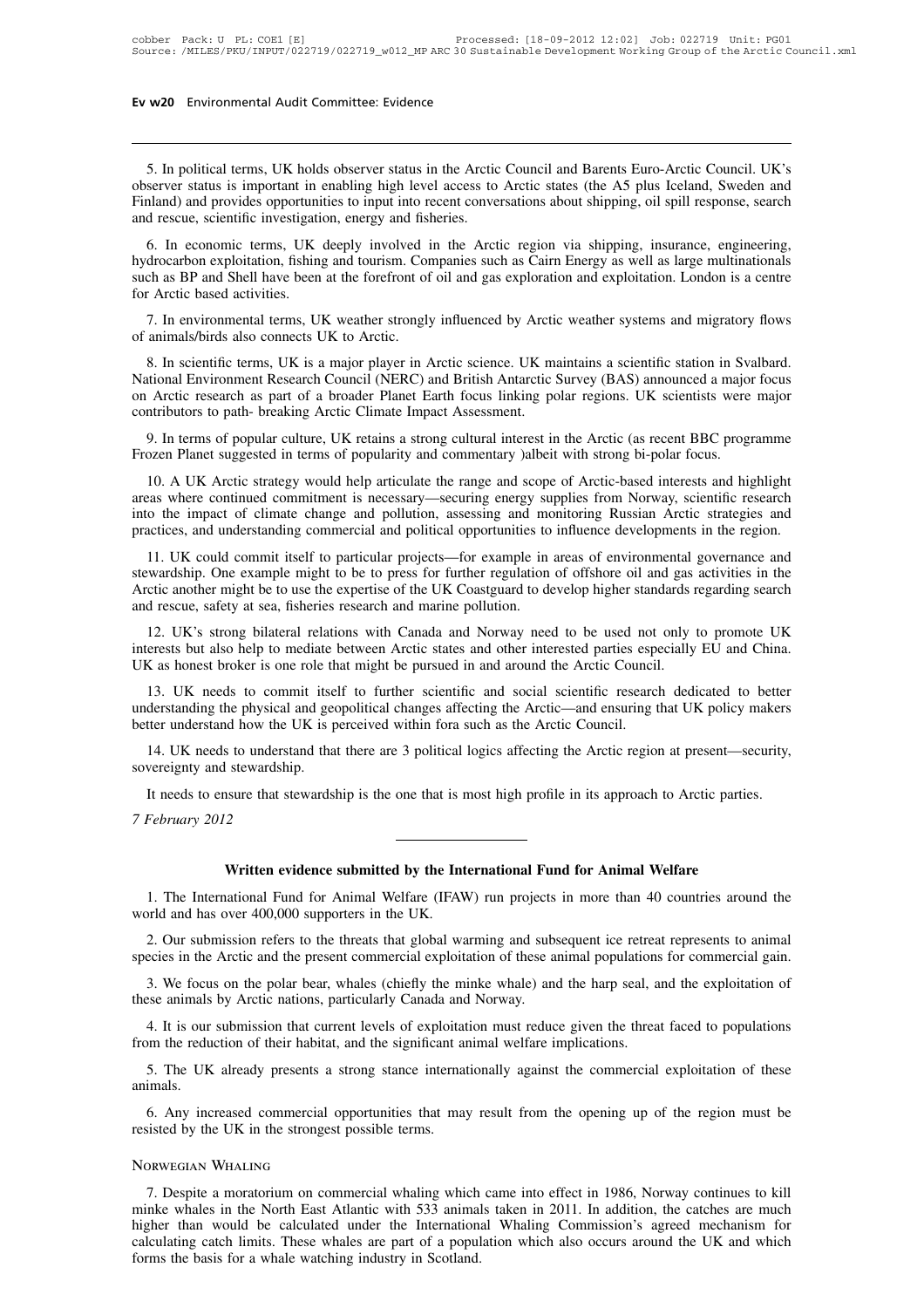5. In political terms, UK holds observer status in the Arctic Council and Barents Euro-Arctic Council. UK's observer status is important in enabling high level access to Arctic states (the A5 plus Iceland, Sweden and Finland) and provides opportunities to input into recent conversations about shipping, oil spill response, search and rescue, scientific investigation, energy and fisheries.

6. In economic terms, UK deeply involved in the Arctic region via shipping, insurance, engineering, hydrocarbon exploitation, fishing and tourism. Companies such as Cairn Energy as well as large multinationals such as BP and Shell have been at the forefront of oil and gas exploration and exploitation. London is a centre for Arctic based activities.

7. In environmental terms, UK weather strongly influenced by Arctic weather systems and migratory flows of animals/birds also connects UK to Arctic.

8. In scientific terms, UK is a major player in Arctic science. UK maintains a scientific station in Svalbard. National Environment Research Council (NERC) and British Antarctic Survey (BAS) announced a major focus on Arctic research as part of a broader Planet Earth focus linking polar regions. UK scientists were major contributors to path- breaking Arctic Climate Impact Assessment.

9. In terms of popular culture, UK retains a strong cultural interest in the Arctic (as recent BBC programme Frozen Planet suggested in terms of popularity and commentary )albeit with strong bi-polar focus.

10. A UK Arctic strategy would help articulate the range and scope of Arctic-based interests and highlight areas where continued commitment is necessary—securing energy supplies from Norway, scientific research into the impact of climate change and pollution, assessing and monitoring Russian Arctic strategies and practices, and understanding commercial and political opportunities to influence developments in the region.

11. UK could commit itself to particular projects—for example in areas of environmental governance and stewardship. One example might to be to press for further regulation of offshore oil and gas activities in the Arctic another might be to use the expertise of the UK Coastguard to develop higher standards regarding search and rescue, safety at sea, fisheries research and marine pollution.

12. UK's strong bilateral relations with Canada and Norway need to be used not only to promote UK interests but also help to mediate between Arctic states and other interested parties especially EU and China. UK as honest broker is one role that might be pursued in and around the Arctic Council.

13. UK needs to commit itself to further scientific and social scientific research dedicated to better understanding the physical and geopolitical changes affecting the Arctic—and ensuring that UK policy makers better understand how the UK is perceived within fora such as the Arctic Council.

14. UK needs to understand that there are 3 political logics affecting the Arctic region at present—security, sovereignty and stewardship.

It needs to ensure that stewardship is the one that is most high profile in its approach to Arctic parties.

*7 February 2012*

---

## Written evidence submitted by the International Fund for Animal Welfare

1. The International Fund for Animal Welfare (IFAW) run projects in more than 40 countries around the world and has over 400,000 supporters in the UK.

2. Our submission refers to the threats that global warming and subsequent ice retreat represents to animal species in the Arctic and the present commercial exploitation of these animal populations for commercial gain.

3. We focus on the polar bear, whales (chiefly the minke whale) and the harp seal, and the exploitation of these animals by Arctic nations, particularly Canada and Norway.

4. It is our submission that current levels of exploitation must reduce given the threat faced to populations from the reduction of their habitat, and the significant animal welfare implications.

5. The UK already presents a strong stance internationally against the commercial exploitation of these animals.

6. Any increased commercial opportunities that may result from the opening up of the region must be resisted by the UK in the strongest possible terms.

### Norwegian Whaling

7. Despite a moratorium on commercial whaling which came into effect in 1986, Norway continues to kill minke whales in the North East Atlantic with 533 animals taken in 2011. In addition, the catches are much higher than would be calculated under the International Whaling Commission's agreed mechanism for calculating catch limits. These whales are part of a population which also occurs around the UK and which forms the basis for a whale watching industry in Scotland.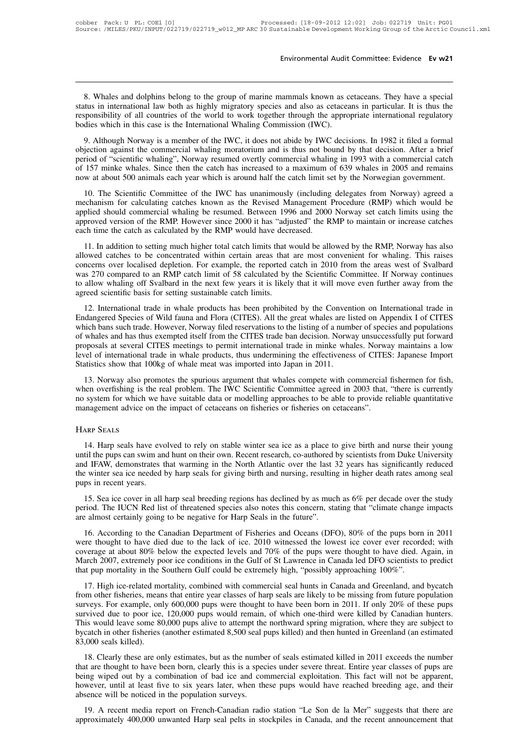8. Whales and dolphins belong to the group of marine mammals known as cetaceans. They have a special status in international law both as highly migratory species and also as cetaceans in particular. It is thus the responsibility of all countries of the world to work together through the appropriate international regulatory bodies which in this case is the International Whaling Commission (IWC).

9. Although Norway is a member of the IWC, it does not abide by IWC decisions. In 1982 it filed a formal objection against the commercial whaling moratorium and is thus not bound by that decision. After a brief period of "scientific whaling", Norway resumed overtly commercial whaling in 1993 with a commercial catch of 157 minke whales. Since then the catch has increased to a maximum of 639 whales in 2005 and remains now at about 500 animals each year which is around half the catch limit set by the Norwegian government.

10. The Scientific Committee of the IWC has unanimously (including delegates from Norway) agreed a mechanism for calculating catches known as the Revised Management Procedure (RMP) which would be applied should commercial whaling be resumed. Between 1996 and 2000 Norway set catch limits using the approved version of the RMP. However since 2000 it has "adjusted" the RMP to maintain or increase catches each time the catch as calculated by the RMP would have decreased.

11. In addition to setting much higher total catch limits that would be allowed by the RMP, Norway has also allowed catches to be concentrated within certain areas that are most convenient for whaling. This raises concerns over localised depletion. For example, the reported catch in 2010 from the areas west of Svalbard was 270 compared to an RMP catch limit of 58 calculated by the Scientific Committee. If Norway continues to allow whaling off Svalbard in the next few years it is likely that it will move even further away from the agreed scientific basis for setting sustainable catch limits.

12. International trade in whale products has been prohibited by the Convention on International trade in Endangered Species of Wild fauna and Flora (CITES). All the great whales are listed on Appendix I of CITES which bans such trade. However, Norway filed reservations to the listing of a number of species and populations of whales and has thus exempted itself from the CITES trade ban decision. Norway unsuccessfully put forward proposals at several CITES meetings to permit international trade in minke whales. Norway maintains a low level of international trade in whale products, thus undermining the effectiveness of CITES: Japanese Import Statistics show that 100kg of whale meat was imported into Japan in 2011.

13. Norway also promotes the spurious argument that whales compete with commercial fishermen for fish, when overfishing is the real problem. The IWC Scientific Committee agreed in 2003 that, "there is currently no system for which we have suitable data or modelling approaches to be able to provide reliable quantitative management advice on the impact of cetaceans on fisheries or fisheries on cetaceans".

## Harp Seals

14. Harp seals have evolved to rely on stable winter sea ice as a place to give birth and nurse their young until the pups can swim and hunt on their own. Recent research, co-authored by scientists from Duke University and IFAW, demonstrates that warming in the North Atlantic over the last 32 years has significantly reduced the winter sea ice needed by harp seals for giving birth and nursing, resulting in higher death rates among seal pups in recent years.

15. Sea ice cover in all harp seal breeding regions has declined by as much as 6% per decade over the study period. The IUCN Red list of threatened species also notes this concern, stating that "climate change impacts are almost certainly going to be negative for Harp Seals in the future".

16. According to the Canadian Department of Fisheries and Oceans (DFO), 80% of the pups born in 2011 were thought to have died due to the lack of ice. 2010 witnessed the lowest ice cover ever recorded; with coverage at about 80% below the expected levels and 70% of the pups were thought to have died. Again, in March 2007, extremely poor ice conditions in the Gulf of St Lawrence in Canada led DFO scientists to predict that pup mortality in the Southern Gulf could be extremely high, "possibly approaching 100%".

17. High ice-related mortality, combined with commercial seal hunts in Canada and Greenland, and bycatch from other fisheries, means that entire year classes of harp seals are likely to be missing from future population surveys. For example, only 600,000 pups were thought to have been born in 2011. If only 20% of these pups survived due to poor ice, 120,000 pups would remain, of which one-third were killed by Canadian hunters. This would leave some 80,000 pups alive to attempt the northward spring migration, where they are subject to bycatch in other fisheries (another estimated 8,500 seal pups killed) and then hunted in Greenland (an estimated 83,000 seals killed).

18. Clearly these are only estimates, but as the number of seals estimated killed in 2011 exceeds the number that are thought to have been born, clearly this is a species under severe threat. Entire year classes of pups are being wiped out by a combination of bad ice and commercial exploitation. This fact will not be apparent, however, until at least five to six years later, when these pups would have reached breeding age, and their absence will be noticed in the population surveys.

19. A recent media report on French-Canadian radio station "Le Son de la Mer" suggests that there are approximately 400,000 unwanted Harp seal pelts in stockpiles in Canada, and the recent announcement that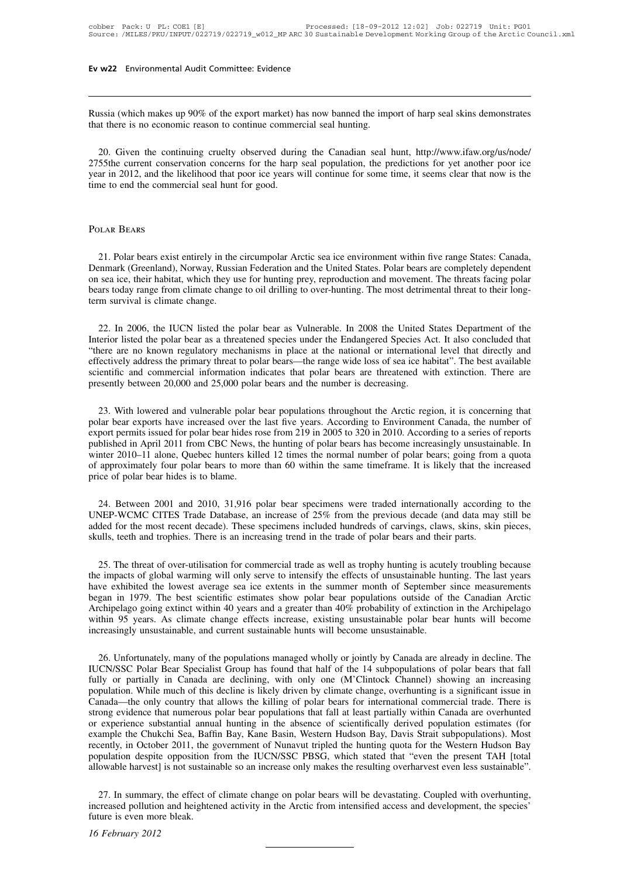Russia (which makes up 90% of the export market) has now banned the import of harp seal skins demonstrates that there is no economic reason to continue commercial seal hunting.

20. Given the continuing cruelty observed during the Canadian seal hunt, http://www.ifaw.org/us/node/2755the current conservation concerns for the harp seal population, the predictions for yet another poor ice year in 2012, and the likelihood that poor ice years will continue for some time, it seems clear that now is the time to end the commercial seal hunt for good.

## Polar Bears

21. Polar bears exist entirely in the circumpolar Arctic sea ice environment within five range States: Canada, Denmark (Greenland), Norway, Russian Federation and the United States. Polar bears are completely dependent on sea ice, their habitat, which they use for hunting prey, reproduction and movement. The threats facing polar bears today range from climate change to oil drilling to over-hunting. The most detrimental threat to their long-term survival is climate change.

22. In 2006, the IUCN listed the polar bear as Vulnerable. In 2008 the United States Department of the Interior listed the polar bear as a threatened species under the Endangered Species Act. It also concluded that "there are no known regulatory mechanisms in place at the national or international level that directly and effectively address the primary threat to polar bears—the range wide loss of sea ice habitat". The best available scientific and commercial information indicates that polar bears are threatened with extinction. There are presently between 20,000 and 25,000 polar bears and the number is decreasing.

23. With lowered and vulnerable polar bear populations throughout the Arctic region, it is concerning that polar bear exports have increased over the last five years. According to Environment Canada, the number of export permits issued for polar bear hides rose from 219 in 2005 to 320 in 2010. According to a series of reports published in April 2011 from CBC News, the hunting of polar bears has become increasingly unsustainable. In winter 2010–11 alone, Quebec hunters killed 12 times the normal number of polar bears; going from a quota of approximately four polar bears to more than 60 within the same timeframe. It is likely that the increased price of polar bear hides is to blame.

24. Between 2001 and 2010, 31,916 polar bear specimens were traded internationally according to the UNEP-WCMC CITES Trade Database, an increase of 25% from the previous decade (and data may still be added for the most recent decade). These specimens included hundreds of carvings, claws, skins, skin pieces, skulls, teeth and trophies. There is an increasing trend in the trade of polar bears and their parts.

25. The threat of over-utilisation for commercial trade as well as trophy hunting is acutely troubling because the impacts of global warming will only serve to intensify the effects of unsustainable hunting. The last years have exhibited the lowest average sea ice extents in the summer month of September since measurements began in 1979. The best scientific estimates show polar bear populations outside of the Canadian Arctic Archipelago going extinct within 40 years and a greater than 40% probability of extinction in the Archipelago within 95 years. As climate change effects increase, existing unsustainable polar bear hunts will become increasingly unsustainable, and current sustainable hunts will become unsustainable.

26. Unfortunately, many of the populations managed wholly or jointly by Canada are already in decline. The IUCN/SSC Polar Bear Specialist Group has found that half of the 14 subpopulations of polar bears that fall fully or partially in Canada are declining, with only one (M'Clintock Channel) showing an increasing population. While much of this decline is likely driven by climate change, overhunting is a significant issue in Canada—the only country that allows the killing of polar bears for international commercial trade. There is strong evidence that numerous polar bear populations that fall at least partially within Canada are overhunted or experience substantial annual hunting in the absence of scientifically derived population estimates (for example the Chukchi Sea, Baffin Bay, Kane Basin, Western Hudson Bay, Davis Strait subpopulations). Most recently, in October 2011, the government of Nunavut tripled the hunting quota for the Western Hudson Bay population despite opposition from the IUCN/SSC PBSG, which stated that "even the present TAH [total allowable harvest] is not sustainable so an increase only makes the resulting overharvest even less sustainable".

27. In summary, the effect of climate change on polar bears will be devastating. Coupled with overhunting, increased pollution and heightened activity in the Arctic from intensified access and development, the species' future is even more bleak.

*16 February 2012*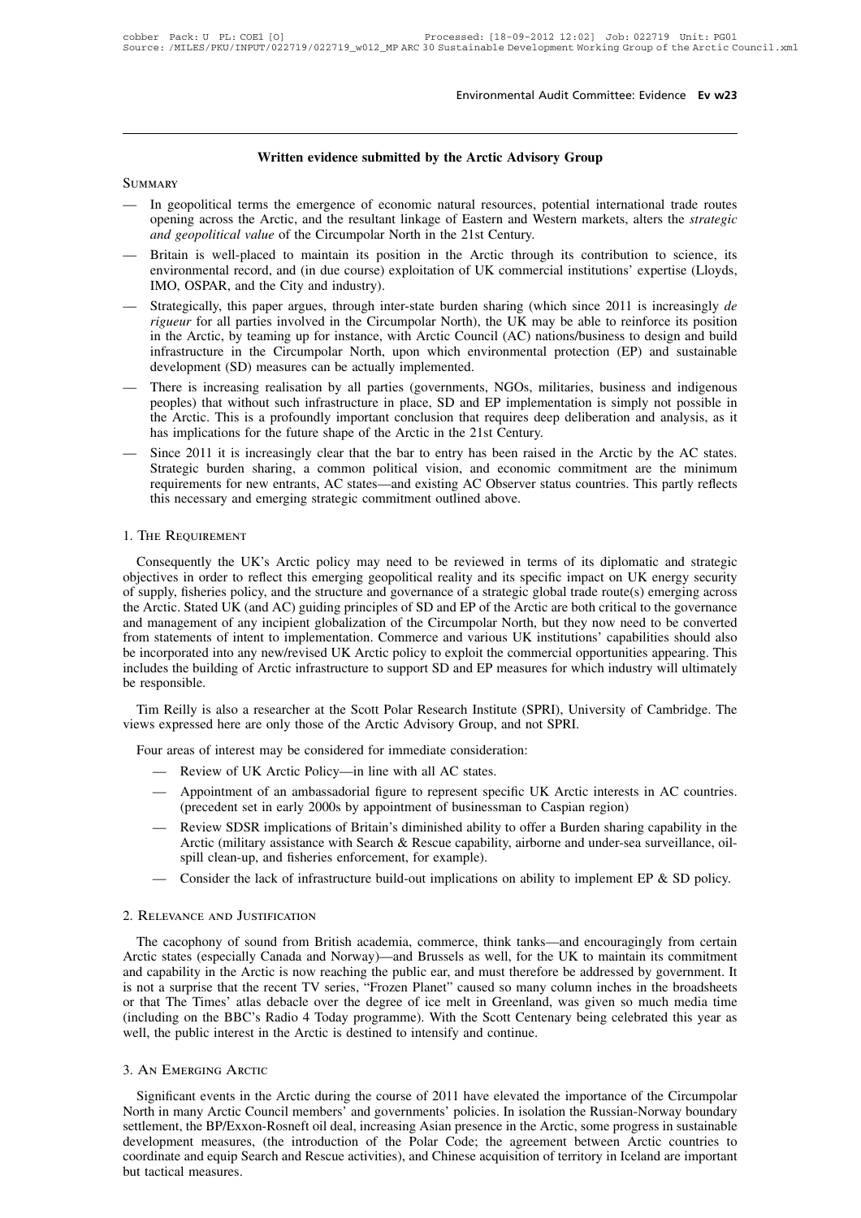## Written evidence submitted by the Arctic Advisory Group

### Summary

- In geopolitical terms the emergence of economic natural resources, potential international trade routes opening across the Arctic, and the resultant linkage of Eastern and Western markets, alters the *strategic and geopolitical value* of the Circumpolar North in the 21st Century.
- Britain is well-placed to maintain its position in the Arctic through its contribution to science, its environmental record, and (in due course) exploitation of UK commercial institutions' expertise (Lloyds, IMO, OSPAR, and the City and industry).
- Strategically, this paper argues, through inter-state burden sharing (which since 2011 is increasingly *de rigueur* for all parties involved in the Circumpolar North), the UK may be able to reinforce its position in the Arctic, by teaming up for instance, with Arctic Council (AC) nations/business to design and build infrastructure in the Circumpolar North, upon which environmental protection (EP) and sustainable development (SD) measures can be actually implemented.
- There is increasing realisation by all parties (governments, NGOs, militaries, business and indigenous peoples) that without such infrastructure in place, SD and EP implementation is simply not possible in the Arctic. This is a profoundly important conclusion that requires deep deliberation and analysis, as it has implications for the future shape of the Arctic in the 21st Century.
- Since 2011 it is increasingly clear that the bar to entry has been raised in the Arctic by the AC states. Strategic burden sharing, a common political vision, and economic commitment are the minimum requirements for new entrants, AC states—and existing AC Observer status countries. This partly reflects this necessary and emerging strategic commitment outlined above.

### 1. The Requirement

Consequently the UK's Arctic policy may need to be reviewed in terms of its diplomatic and strategic objectives in order to reflect this emerging geopolitical reality and its specific impact on UK energy security of supply, fisheries policy, and the structure and governance of a strategic global trade route(s) emerging across the Arctic. Stated UK (and AC) guiding principles of SD and EP of the Arctic are both critical to the governance and management of any incipient globalization of the Circumpolar North, but they now need to be converted from statements of intent to implementation. Commerce and various UK institutions' capabilities should also be incorporated into any new/revised UK Arctic policy to exploit the commercial opportunities appearing. This includes the building of Arctic infrastructure to support SD and EP measures for which industry will ultimately be responsible.

Tim Reilly is also a researcher at the Scott Polar Research Institute (SPRI), University of Cambridge. The views expressed here are only those of the Arctic Advisory Group, and not SPRI.

Four areas of interest may be considered for immediate consideration:

- Review of UK Arctic Policy—in line with all AC states.
- Appointment of an ambassadorial figure to represent specific UK Arctic interests in AC countries. (precedent set in early 2000s by appointment of businessman to Caspian region)
- Review SDSR implications of Britain's diminished ability to offer a Burden sharing capability in the Arctic (military assistance with Search & Rescue capability, airborne and under-sea surveillance, oil-spill clean-up, and fisheries enforcement, for example).
- Consider the lack of infrastructure build-out implications on ability to implement EP & SD policy.

### 2. Relevance and Justification

The cacophony of sound from British academia, commerce, think tanks—and encouragingly from certain Arctic states (especially Canada and Norway)—and Brussels as well, for the UK to maintain its commitment and capability in the Arctic is now reaching the public ear, and must therefore be addressed by government. It is not a surprise that the recent TV series, "Frozen Planet" caused so many column inches in the broadsheets or that The Times' atlas debacle over the degree of ice melt in Greenland, was given so much media time (including on the BBC's Radio 4 Today programme). With the Scott Centenary being celebrated this year as well, the public interest in the Arctic is destined to intensify and continue.

### 3. An Emerging Arctic

Significant events in the Arctic during the course of 2011 have elevated the importance of the Circumpolar North in many Arctic Council members' and governments' policies. In isolation the Russian-Norway boundary settlement, the BP/Exxon-Rosneft oil deal, increasing Asian presence in the Arctic, some progress in sustainable development measures, (the introduction of the Polar Code; the agreement between Arctic countries to coordinate and equip Search and Rescue activities), and Chinese acquisition of territory in Iceland are important but tactical measures.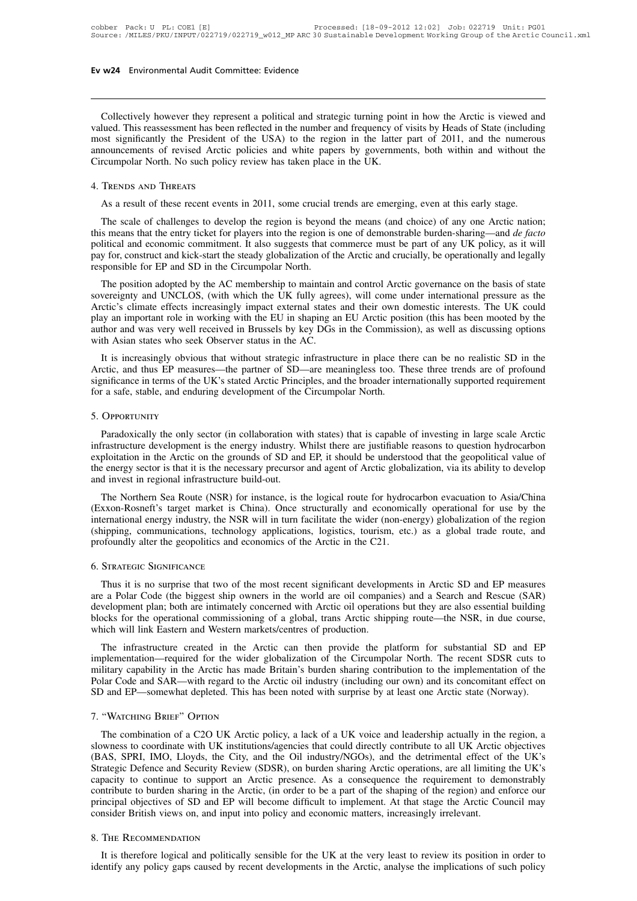Collectively however they represent a political and strategic turning point in how the Arctic is viewed and valued. This reassessment has been reflected in the number and frequency of visits by Heads of State (including most significantly the President of the USA) to the region in the latter part of 2011, and the numerous announcements of revised Arctic policies and white papers by governments, both within and without the Circumpolar North. No such policy review has taken place in the UK.

## 4. Trends and Threats

As a result of these recent events in 2011, some crucial trends are emerging, even at this early stage.

The scale of challenges to develop the region is beyond the means (and choice) of any one Arctic nation; this means that the entry ticket for players into the region is one of demonstrable burden-sharing—and *de facto* political and economic commitment. It also suggests that commerce must be part of any UK policy, as it will pay for, construct and kick-start the steady globalization of the Arctic and crucially, be operationally and legally responsible for EP and SD in the Circumpolar North.

The position adopted by the AC membership to maintain and control Arctic governance on the basis of state sovereignty and UNCLOS, (with which the UK fully agrees), will come under international pressure as the Arctic's climate effects increasingly impact external states and their own domestic interests. The UK could play an important role in working with the EU in shaping an EU Arctic position (this has been mooted by the author and was very well received in Brussels by key DGs in the Commission), as well as discussing options with Asian states who seek Observer status in the AC.

It is increasingly obvious that without strategic infrastructure in place there can be no realistic SD in the Arctic, and thus EP measures—the partner of SD—are meaningless too. These three trends are of profound significance in terms of the UK's stated Arctic Principles, and the broader internationally supported requirement for a safe, stable, and enduring development of the Circumpolar North.

## 5. Opportunity

Paradoxically the only sector (in collaboration with states) that is capable of investing in large scale Arctic infrastructure development is the energy industry. Whilst there are justifiable reasons to question hydrocarbon exploitation in the Arctic on the grounds of SD and EP, it should be understood that the geopolitical value of the energy sector is that it is the necessary precursor and agent of Arctic globalization, via its ability to develop and invest in regional infrastructure build-out.

The Northern Sea Route (NSR) for instance, is the logical route for hydrocarbon evacuation to Asia/China (Exxon-Rosneft's target market is China). Once structurally and economically operational for use by the international energy industry, the NSR will in turn facilitate the wider (non-energy) globalization of the region (shipping, communications, technology applications, logistics, tourism, etc.) as a global trade route, and profoundly alter the geopolitics and economics of the Arctic in the C21.

## 6. Strategic Significance

Thus it is no surprise that two of the most recent significant developments in Arctic SD and EP measures are a Polar Code (the biggest ship owners in the world are oil companies) and a Search and Rescue (SAR) development plan; both are intimately concerned with Arctic oil operations but they are also essential building blocks for the operational commissioning of a global, trans Arctic shipping route—the NSR, in due course, which will link Eastern and Western markets/centres of production.

The infrastructure created in the Arctic can then provide the platform for substantial SD and EP implementation—required for the wider globalization of the Circumpolar North. The recent SDSR cuts to military capability in the Arctic has made Britain's burden sharing contribution to the implementation of the Polar Code and SAR—with regard to the Arctic oil industry (including our own) and its concomitant effect on SD and EP—somewhat depleted. This has been noted with surprise by at least one Arctic state (Norway).

## 7. "Watching Brief" Option

The combination of a C2O UK Arctic policy, a lack of a UK voice and leadership actually in the region, a slowness to coordinate with UK institutions/agencies that could directly contribute to all UK Arctic objectives (BAS, SPRI, IMO, Lloyds, the City, and the Oil industry/NGOs), and the detrimental effect of the UK's Strategic Defence and Security Review (SDSR), on burden sharing Arctic operations, are all limiting the UK's capacity to continue to support an Arctic presence. As a consequence the requirement to demonstrably contribute to burden sharing in the Arctic, (in order to be a part of the shaping of the region) and enforce our principal objectives of SD and EP will become difficult to implement. At that stage the Arctic Council may consider British views on, and input into policy and economic matters, increasingly irrelevant.

## 8. The Recommendation

It is therefore logical and politically sensible for the UK at the very least to review its position in order to identify any policy gaps caused by recent developments in the Arctic, analyse the implications of such policy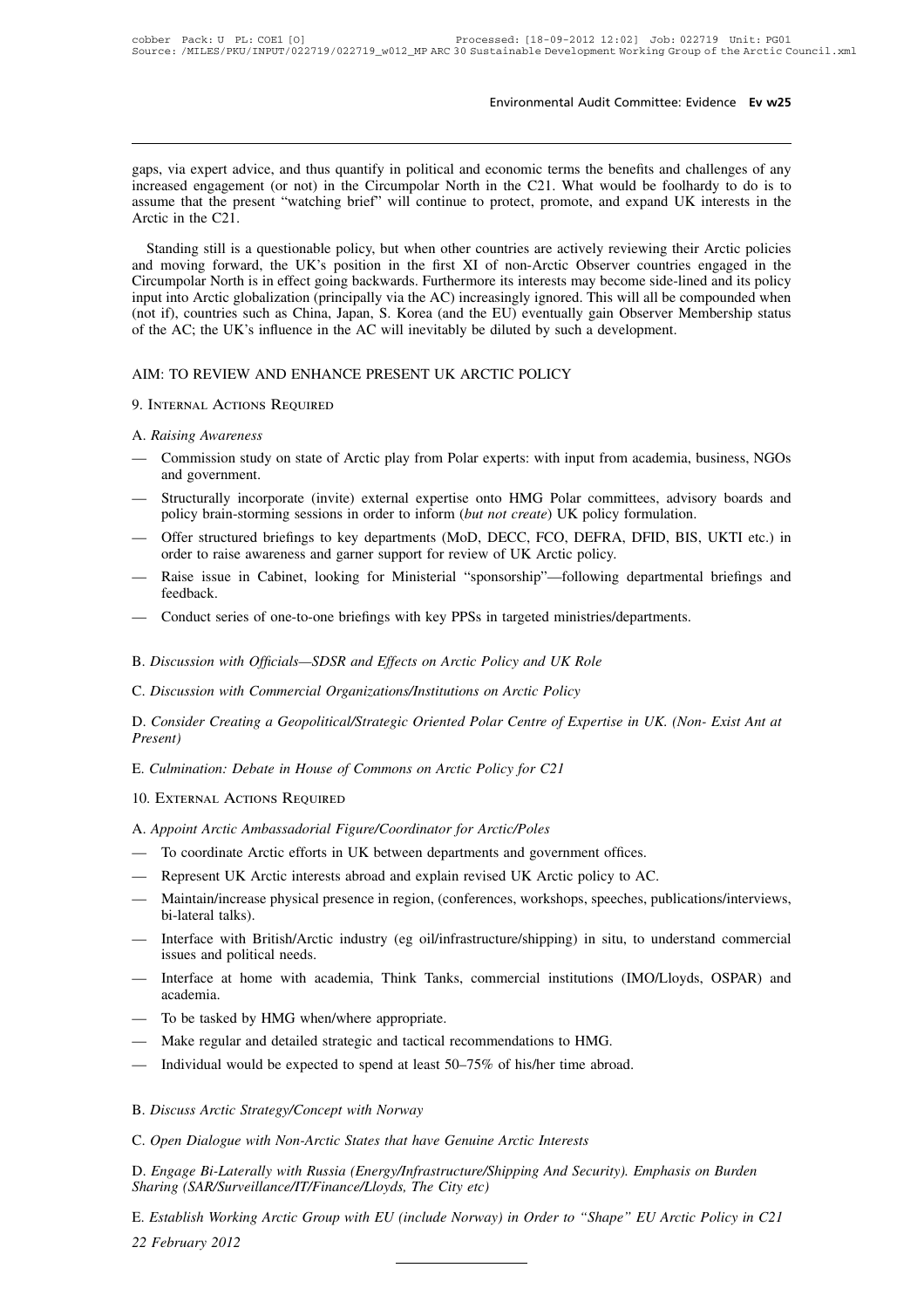gaps, via expert advice, and thus quantify in political and economic terms the benefits and challenges of any increased engagement (or not) in the Circumpolar North in the C21. What would be foolhardy to do is to assume that the present "watching brief" will continue to protect, promote, and expand UK interests in the Arctic in the C21.

Standing still is a questionable policy, but when other countries are actively reviewing their Arctic policies and moving forward, the UK's position in the first XI of non-Arctic Observer countries engaged in the Circumpolar North is in effect going backwards. Furthermore its interests may become side-lined and its policy input into Arctic globalization (principally via the AC) increasingly ignored. This will all be compounded when (not if), countries such as China, Japan, S. Korea (and the EU) eventually gain Observer Membership status of the AC; the UK's influence in the AC will inevitably be diluted by such a development.

## AIM: TO REVIEW AND ENHANCE PRESENT UK ARCTIC POLICY

### 9. Internal Actions Required

A. *Raising Awareness*

- Commission study on state of Arctic play from Polar experts: with input from academia, business, NGOs and government.
- Structurally incorporate (invite) external expertise onto HMG Polar committees, advisory boards and policy brain-storming sessions in order to inform (*but not create*) UK policy formulation.
- Offer structured briefings to key departments (MoD, DECC, FCO, DEFRA, DFID, BIS, UKTI etc.) in order to raise awareness and garner support for review of UK Arctic policy.
- Raise issue in Cabinet, looking for Ministerial "sponsorship"—following departmental briefings and feedback.
- Conduct series of one-to-one briefings with key PPSs in targeted ministries/departments.

B. *Discussion with Officials—SDSR and Effects on Arctic Policy and UK Role*

C. *Discussion with Commercial Organizations/Institutions on Arctic Policy*

D. *Consider Creating a Geopolitical/Strategic Oriented Polar Centre of Expertise in UK. (Non- Exist Ant at Present)*

E. *Culmination: Debate in House of Commons on Arctic Policy for C21*

### 10. External Actions Required

A. *Appoint Arctic Ambassadorial Figure/Coordinator for Arctic/Poles*

- To coordinate Arctic efforts in UK between departments and government offices.
- Represent UK Arctic interests abroad and explain revised UK Arctic policy to AC.
- Maintain/increase physical presence in region, (conferences, workshops, speeches, publications/interviews, bi-lateral talks).
- Interface with British/Arctic industry (eg oil/infrastructure/shipping) in situ, to understand commercial issues and political needs.
- Interface at home with academia, Think Tanks, commercial institutions (IMO/Lloyds, OSPAR) and academia.
- To be tasked by HMG when/where appropriate.
- Make regular and detailed strategic and tactical recommendations to HMG.
- Individual would be expected to spend at least 50–75% of his/her time abroad.

B. *Discuss Arctic Strategy/Concept with Norway*

C. *Open Dialogue with Non-Arctic States that have Genuine Arctic Interests*

D. *Engage Bi-Laterally with Russia (Energy/Infrastructure/Shipping And Security). Emphasis on Burden Sharing (SAR/Surveillance/IT/Finance/Lloyds, The City etc)*

E. *Establish Working Arctic Group with EU (include Norway) in Order to "Shape" EU Arctic Policy in C21*

*22 February 2012*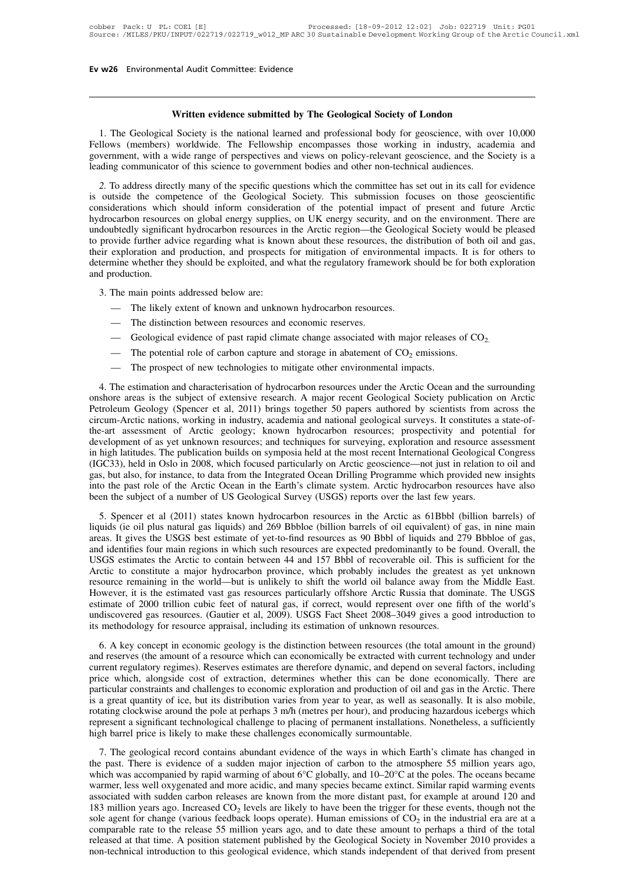## Written evidence submitted by The Geological Society of London

1. The Geological Society is the national learned and professional body for geoscience, with over 10,000 Fellows (members) worldwide. The Fellowship encompasses those working in industry, academia and government, with a wide range of perspectives and views on policy-relevant geoscience, and the Society is a leading communicator of this science to government bodies and other non-technical audiences.

*2.* To address directly many of the specific questions which the committee has set out in its call for evidence is outside the competence of the Geological Society. This submission focuses on those geoscientific considerations which should inform consideration of the potential impact of present and future Arctic hydrocarbon resources on global energy supplies, on UK energy security, and on the environment. There are undoubtedly significant hydrocarbon resources in the Arctic region—the Geological Society would be pleased to provide further advice regarding what is known about these resources, the distribution of both oil and gas, their exploration and production, and prospects for mitigation of environmental impacts. It is for others to determine whether they should be exploited, and what the regulatory framework should be for both exploration and production.

3. The main points addressed below are:

- The likely extent of known and unknown hydrocarbon resources.
- The distinction between resources and economic reserves.
- Geological evidence of past rapid climate change associated with major releases of $CO_2$.
- The potential role of carbon capture and storage in abatement of $CO_2$ emissions.
- The prospect of new technologies to mitigate other environmental impacts.

4. The estimation and characterisation of hydrocarbon resources under the Arctic Ocean and the surrounding onshore areas is the subject of extensive research. A major recent Geological Society publication on Arctic Petroleum Geology (Spencer et al, 2011) brings together 50 papers authored by scientists from across the circum-Arctic nations, working in industry, academia and national geological surveys. It constitutes a state-of-the-art assessment of Arctic geology; known hydrocarbon resources; prospectivity and potential for development of as yet unknown resources; and techniques for surveying, exploration and resource assessment in high latitudes. The publication builds on symposia held at the most recent International Geological Congress (IGC33), held in Oslo in 2008, which focused particularly on Arctic geoscience—not just in relation to oil and gas, but also, for instance, to data from the Integrated Ocean Drilling Programme which provided new insights into the past role of the Arctic Ocean in the Earth's climate system. Arctic hydrocarbon resources have also been the subject of a number of US Geological Survey (USGS) reports over the last few years.

5. Spencer et al (2011) states known hydrocarbon resources in the Arctic as 61Bbbl (billion barrels) of liquids (ie oil plus natural gas liquids) and 269 Bbbloe (billion barrels of oil equivalent) of gas, in nine main areas. It gives the USGS best estimate of yet-to-find resources as 90 Bbbl of liquids and 279 Bbbloe of gas, and identifies four main regions in which such resources are expected predominantly to be found. Overall, the USGS estimates the Arctic to contain between 44 and 157 Bbbl of recoverable oil. This is sufficient for the Arctic to constitute a major hydrocarbon province, which probably includes the greatest as yet unknown resource remaining in the world—but is unlikely to shift the world oil balance away from the Middle East. However, it is the estimated vast gas resources particularly offshore Arctic Russia that dominate. The USGS estimate of 2000 trillion cubic feet of natural gas, if correct, would represent over one fifth of the world's undiscovered gas resources. (Gautier et al, 2009). USGS Fact Sheet 2008–3049 gives a good introduction to its methodology for resource appraisal, including its estimation of unknown resources.

6. A key concept in economic geology is the distinction between resources (the total amount in the ground) and reserves (the amount of a resource which can economically be extracted with current technology and under current regulatory regimes). Reserves estimates are therefore dynamic, and depend on several factors, including price which, alongside cost of extraction, determines whether this can be done economically. There are particular constraints and challenges to economic exploration and production of oil and gas in the Arctic. There is a great quantity of ice, but its distribution varies from year to year, as well as seasonally. It is also mobile, rotating clockwise around the pole at perhaps 3 m/h (metres per hour), and producing hazardous icebergs which represent a significant technological challenge to placing of permanent installations. Nonetheless, a sufficiently high barrel price is likely to make these challenges economically surmountable.

7. The geological record contains abundant evidence of the ways in which Earth's climate has changed in the past. There is evidence of a sudden major injection of carbon to the atmosphere 55 million years ago, which was accompanied by rapid warming of about 6°C globally, and 10–20°C at the poles. The oceans became warmer, less well oxygenated and more acidic, and many species became extinct. Similar rapid warming events associated with sudden carbon releases are known from the more distant past, for example at around 120 and 183 million years ago. Increased $CO_2$ levels are likely to have been the trigger for these events, though not the sole agent for change (various feedback loops operate). Human emissions of $CO_2$ in the industrial era are at a comparable rate to the release 55 million years ago, and to date these amount to perhaps a third of the total released at that time. A position statement published by the Geological Society in November 2010 provides a non-technical introduction to this geological evidence, which stands independent of that derived from present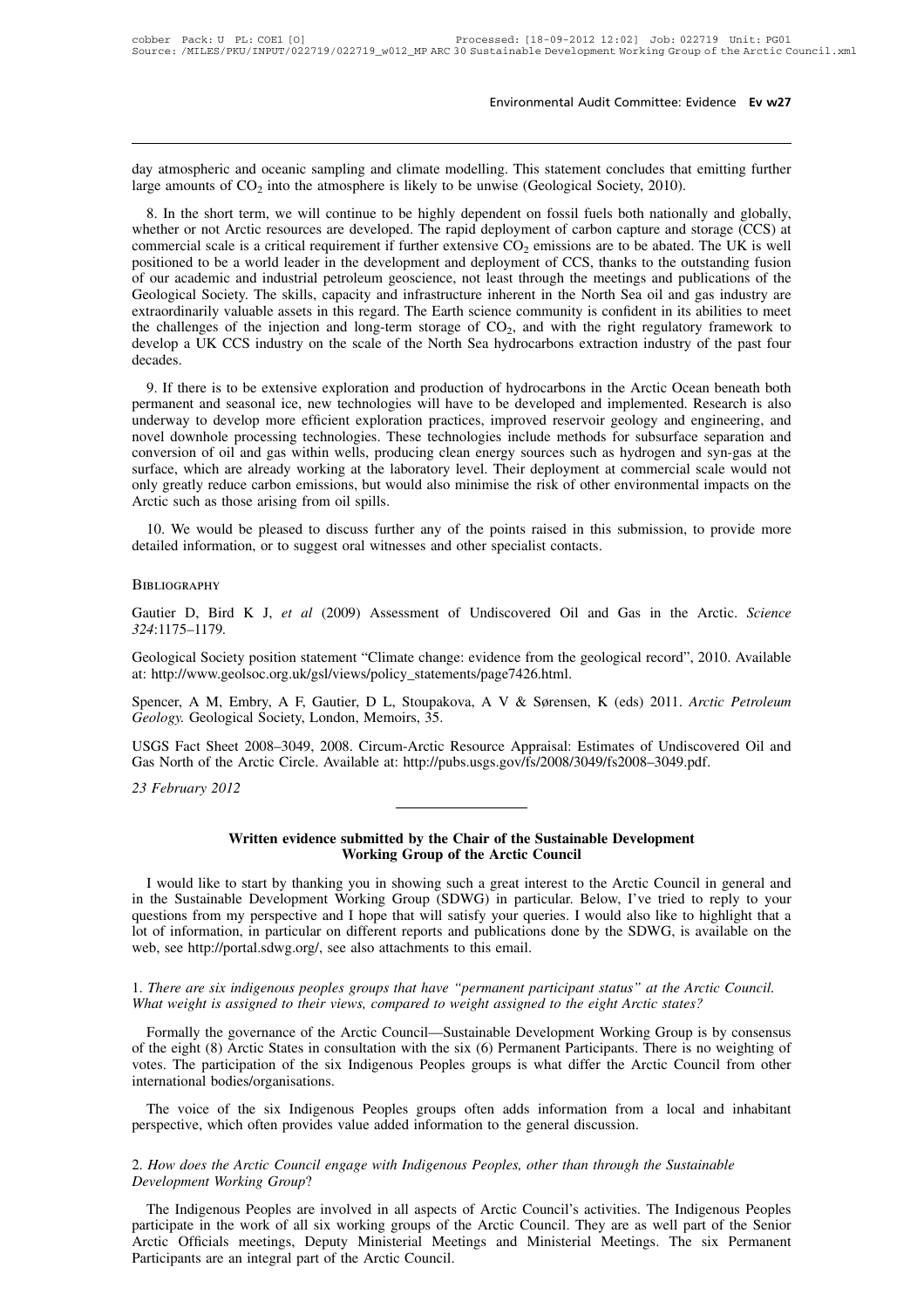day atmospheric and oceanic sampling and climate modelling. This statement concludes that emitting further large amounts of $CO_2$ into the atmosphere is likely to be unwise (Geological Society, 2010).

8. In the short term, we will continue to be highly dependent on fossil fuels both nationally and globally, whether or not Arctic resources are developed. The rapid deployment of carbon capture and storage (CCS) at commercial scale is a critical requirement if further extensive $CO_2$ emissions are to be abated. The UK is well positioned to be a world leader in the development and deployment of CCS, thanks to the outstanding fusion of our academic and industrial petroleum geoscience, not least through the meetings and publications of the Geological Society. The skills, capacity and infrastructure inherent in the North Sea oil and gas industry are extraordinarily valuable assets in this regard. The Earth science community is confident in its abilities to meet the challenges of the injection and long-term storage of $CO_2$, and with the right regulatory framework to develop a UK CCS industry on the scale of the North Sea hydrocarbons extraction industry of the past four decades.

9. If there is to be extensive exploration and production of hydrocarbons in the Arctic Ocean beneath both permanent and seasonal ice, new technologies will have to be developed and implemented. Research is also underway to develop more efficient exploration practices, improved reservoir geology and engineering, and novel downhole processing technologies. These technologies include methods for subsurface separation and conversion of oil and gas within wells, producing clean energy sources such as hydrogen and syn-gas at the surface, which are already working at the laboratory level. Their deployment at commercial scale would not only greatly reduce carbon emissions, but would also minimise the risk of other environmental impacts on the Arctic such as those arising from oil spills.

10. We would be pleased to discuss further any of the points raised in this submission, to provide more detailed information, or to suggest oral witnesses and other specialist contacts.

## Bibliography

Gautier D, Bird K J, *et al* (2009) Assessment of Undiscovered Oil and Gas in the Arctic. *Science 324*:1175–1179.

Geological Society position statement "Climate change: evidence from the geological record", 2010. Available at: http://www.geolsoc.org.uk/gsl/views/policy_statements/page7426.html.

Spencer, A M, Embry, A F, Gautier, D L, Stoupakova, A V & Sørensen, K (eds) 2011. *Arctic Petroleum Geology*. Geological Society, London, Memoirs, 35.

USGS Fact Sheet 2008–3049, 2008. Circum-Arctic Resource Appraisal: Estimates of Undiscovered Oil and Gas North of the Arctic Circle. Available at: http://pubs.usgs.gov/fs/2008/3049/fs2008–3049.pdf.

*23 February 2012*

---

## Written evidence submitted by the Chair of the Sustainable Development Working Group of the Arctic Council

I would like to start by thanking you in showing such a great interest to the Arctic Council in general and in the Sustainable Development Working Group (SDWG) in particular. Below, I've tried to reply to your questions from my perspective and I hope that will satisfy your queries. I would also like to highlight that a lot of information, in particular on different reports and publications done by the SDWG, is available on the web, see http://portal.sdwg.org/, see also attachments to this email.

1. *There are six indigenous peoples groups that have "permanent participant status" at the Arctic Council. What weight is assigned to their views, compared to weight assigned to the eight Arctic states?*

Formally the governance of the Arctic Council—Sustainable Development Working Group is by consensus of the eight (8) Arctic States in consultation with the six (6) Permanent Participants. There is no weighting of votes. The participation of the six Indigenous Peoples groups is what differ the Arctic Council from other international bodies/organisations.

The voice of the six Indigenous Peoples groups often adds information from a local and inhabitant perspective, which often provides value added information to the general discussion.

2. *How does the Arctic Council engage with Indigenous Peoples, other than through the Sustainable Development Working Group*?

The Indigenous Peoples are involved in all aspects of Arctic Council's activities. The Indigenous Peoples participate in the work of all six working groups of the Arctic Council. They are as well part of the Senior Arctic Officials meetings, Deputy Ministerial Meetings and Ministerial Meetings. The six Permanent Participants are an integral part of the Arctic Council.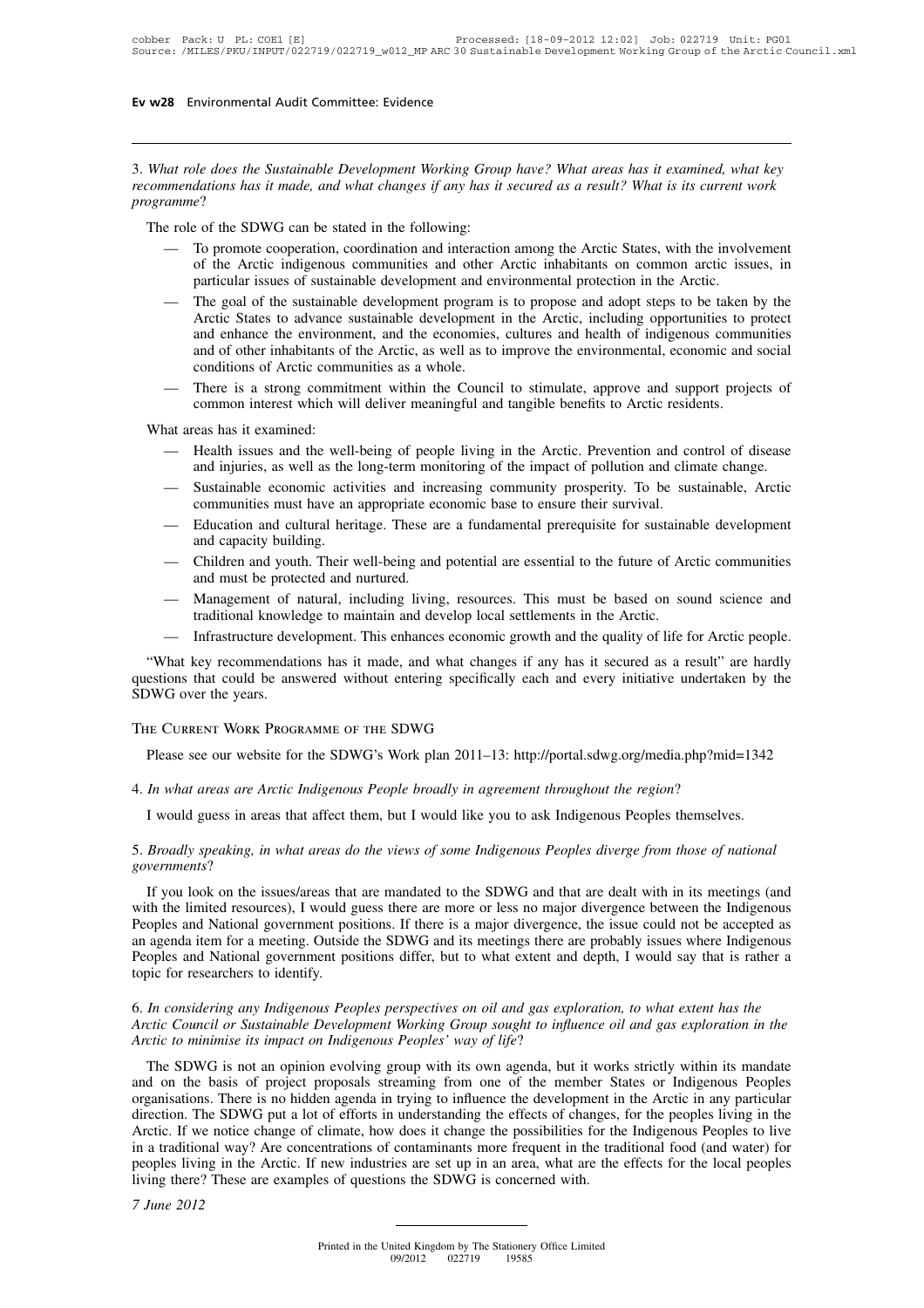3. *What role does the Sustainable Development Working Group have? What areas has it examined, what key recommendations has it made, and what changes if any has it secured as a result? What is its current work programme*?

The role of the SDWG can be stated in the following:

- To promote cooperation, coordination and interaction among the Arctic States, with the involvement of the Arctic indigenous communities and other Arctic inhabitants on common arctic issues, in particular issues of sustainable development and environmental protection in the Arctic.
- The goal of the sustainable development program is to propose and adopt steps to be taken by the Arctic States to advance sustainable development in the Arctic, including opportunities to protect and enhance the environment, and the economies, cultures and health of indigenous communities and of other inhabitants of the Arctic, as well as to improve the environmental, economic and social conditions of Arctic communities as a whole.
- There is a strong commitment within the Council to stimulate, approve and support projects of common interest which will deliver meaningful and tangible benefits to Arctic residents.

What areas has it examined:

- Health issues and the well-being of people living in the Arctic. Prevention and control of disease and injuries, as well as the long-term monitoring of the impact of pollution and climate change.
- Sustainable economic activities and increasing community prosperity. To be sustainable, Arctic communities must have an appropriate economic base to ensure their survival.
- Education and cultural heritage. These are a fundamental prerequisite for sustainable development and capacity building.
- Children and youth. Their well-being and potential are essential to the future of Arctic communities and must be protected and nurtured.
- Management of natural, including living, resources. This must be based on sound science and traditional knowledge to maintain and develop local settlements in the Arctic.
- Infrastructure development. This enhances economic growth and the quality of life for Arctic people.

"What key recommendations has it made, and what changes if any has it secured as a result" are hardly questions that could be answered without entering specifically each and every initiative undertaken by the SDWG over the years.

## The Current Work Programme of the SDWG

Please see our website for the SDWG's Work plan 2011–13: http://portal.sdwg.org/media.php?mid=1342

4. *In what areas are Arctic Indigenous People broadly in agreement throughout the region*?

I would guess in areas that affect them, but I would like you to ask Indigenous Peoples themselves.

5. *Broadly speaking, in what areas do the views of some Indigenous Peoples diverge from those of national governments*?

If you look on the issues/areas that are mandated to the SDWG and that are dealt with in its meetings (and with the limited resources), I would guess there are more or less no major divergence between the Indigenous Peoples and National government positions. If there is a major divergence, the issue could not be accepted as an agenda item for a meeting. Outside the SDWG and its meetings there are probably issues where Indigenous Peoples and National government positions differ, but to what extent and depth, I would say that is rather a topic for researchers to identify.

6. *In considering any Indigenous Peoples perspectives on oil and gas exploration, to what extent has the Arctic Council or Sustainable Development Working Group sought to influence oil and gas exploration in the Arctic to minimise its impact on Indigenous Peoples' way of life*?

The SDWG is not an opinion evolving group with its own agenda, but it works strictly within its mandate and on the basis of project proposals streaming from one of the member States or Indigenous Peoples organisations. There is no hidden agenda in trying to influence the development in the Arctic in any particular direction. The SDWG put a lot of efforts in understanding the effects of changes, for the peoples living in the Arctic. If we notice change of climate, how does it change the possibilities for the Indigenous Peoples to live in a traditional way? Are concentrations of contaminants more frequent in the traditional food (and water) for peoples living in the Arctic. If new industries are set up in an area, what are the effects for the local peoples living there? These are examples of questions the SDWG is concerned with.

*7 June 2012*

Printed in the United Kingdom by The Stationery Office Limited
09/2012 022719 19585